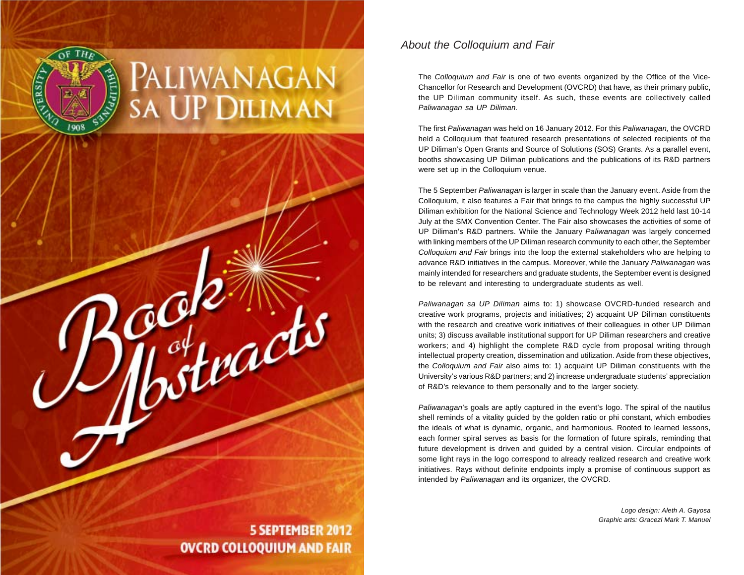# Paliwanagan sa UP Diliman

# Book of Abstracts

**5 September 2012**
**OVCRD Colloquium and Fair**

## *About the Colloquium and Fair*

The *Colloquium and Fair* is one of two events organized by the Office of the Vice-Chancellor for Research and Development (OVCRD) that have, as their primary public, the UP Diliman community itself. As such, these events are collectively called *Paliwanagan sa UP Diliman.*

The first *Paliwanagan* was held on 16 January 2012. For this *Paliwanagan,* the OVCRD held a Colloquium that featured research presentations of selected recipients of the UP Diliman's Open Grants and Source of Solutions (SOS) Grants. As a parallel event, booths showcasing UP Diliman publications and the publications of its R&D partners were set up in the Colloquium venue.

The 5 September *Paliwanagan* is larger in scale than the January event. Aside from the Colloquium, it also features a Fair that brings to the campus the highly successful UP Diliman exhibition for the National Science and Technology Week 2012 held last 10-14 July at the SMX Convention Center. The Fair also showcases the activities of some of UP Diliman's R&D partners. While the January *Paliwanagan* was largely concerned with linking members of the UP Diliman research community to each other, the September *Colloquium and Fair* brings into the loop the external stakeholders who are helping to advance R&D initiatives in the campus. Moreover, while the January *Paliwanagan* was mainly intended for researchers and graduate students, the September event is designed to be relevant and interesting to undergraduate students as well.

*Paliwanagan sa UP Diliman* aims to: 1) showcase OVCRD-funded research and creative work programs, projects and initiatives; 2) acquaint UP Diliman constituents with the research and creative work initiatives of their colleagues in other UP Diliman units; 3) discuss available institutional support for UP Diliman researchers and creative workers; and 4) highlight the complete R&D cycle from proposal writing through intellectual property creation, dissemination and utilization. Aside from these objectives, the *Colloquium and Fair* also aims to: 1) acquaint UP Diliman constituents with the University's various R&D partners; and 2) increase undergraduate students' appreciation of R&D's relevance to them personally and to the larger society.

*Paliwanagan*'s goals are aptly captured in the event's logo. The spiral of the nautilus shell reminds of a vitality guided by the golden ratio or phi constant, which embodies the ideals of what is dynamic, organic, and harmonious. Rooted to learned lessons, each former spiral serves as basis for the formation of future spirals, reminding that future development is driven and guided by a central vision. Circular endpoints of some light rays in the logo correspond to already realized research and creative work initiatives. Rays without definite endpoints imply a promise of continuous support as intended by *Paliwanagan* and its organizer, the OVCRD.

*Logo design: Aleth A. Gayosa*
*Graphic arts: Gracezl Mark T. Manuel*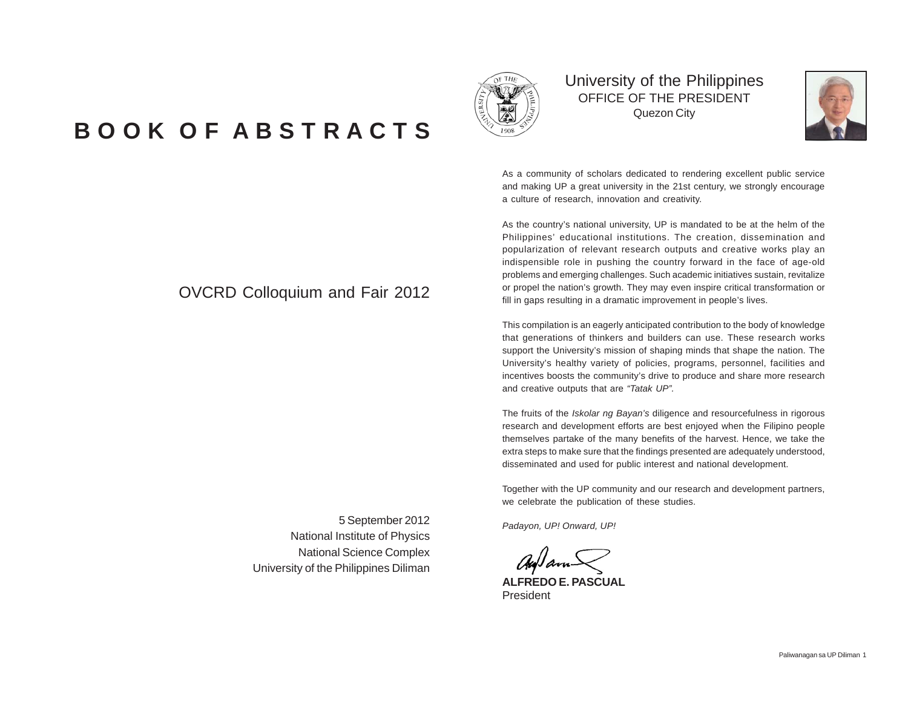# BOOK OF ABSTRACTS

## OVCRD Colloquium and Fair 2012

5 September 2012
National Institute of Physics
National Science Complex
University of the Philippines Diliman

University of the Philippines
OFFICE OF THE PRESIDENT
Quezon City

As a community of scholars dedicated to rendering excellent public service and making UP a great university in the 21st century, we strongly encourage a culture of research, innovation and creativity.

As the country's national university, UP is mandated to be at the helm of the Philippines' educational institutions. The creation, dissemination and popularization of relevant research outputs and creative works play an indispensible role in pushing the country forward in the face of age-old problems and emerging challenges. Such academic initiatives sustain, revitalize or propel the nation's growth. They may even inspire critical transformation or fill in gaps resulting in a dramatic improvement in people's lives.

This compilation is an eagerly anticipated contribution to the body of knowledge that generations of thinkers and builders can use. These research works support the University's mission of shaping minds that shape the nation. The University's healthy variety of policies, programs, personnel, facilities and incentives boosts the community's drive to produce and share more research and creative outputs that are *"Tatak UP"*.

The fruits of the *Iskolar ng Bayan's* diligence and resourcefulness in rigorous research and development efforts are best enjoyed when the Filipino people themselves partake of the many benefits of the harvest. Hence, we take the extra steps to make sure that the findings presented are adequately understood, disseminated and used for public interest and national development.

Together with the UP community and our research and development partners, we celebrate the publication of these studies.

*Padayon, UP! Onward, UP!*

**ALFREDO E. PASCUAL**
President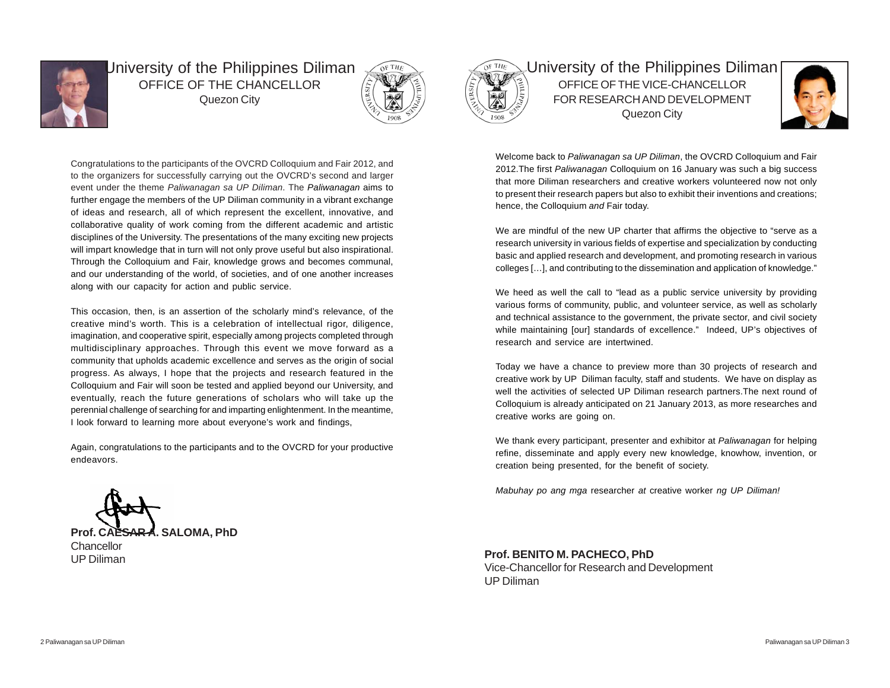# University of the Philippines Diliman

## OFFICE OF THE CHANCELLOR

Quezon City

Congratulations to the participants of the OVCRD Colloquium and Fair 2012, and to the organizers for successfully carrying out the OVCRD's second and larger event under the theme *Paliwanagan sa UP Diliman*. The *Paliwanagan* aims to further engage the members of the UP Diliman community in a vibrant exchange of ideas and research, all of which represent the excellent, innovative, and collaborative quality of work coming from the different academic and artistic disciplines of the University. The presentations of the many exciting new projects will impart knowledge that in turn will not only prove useful but also inspirational. Through the Colloquium and Fair, knowledge grows and becomes communal, and our understanding of the world, of societies, and of one another increases along with our capacity for action and public service.

This occasion, then, is an assertion of the scholarly mind's relevance, of the creative mind's worth. This is a celebration of intellectual rigor, diligence, imagination, and cooperative spirit, especially among projects completed through multidisciplinary approaches. Through this event we move forward as a community that upholds academic excellence and serves as the origin of social progress. As always, I hope that the projects and research featured in the Colloquium and Fair will soon be tested and applied beyond our University, and eventually, reach the future generations of scholars who will take up the perennial challenge of searching for and imparting enlightenment. In the meantime, I look forward to learning more about everyone's work and findings,

Again, congratulations to the participants and to the OVCRD for your productive endeavors.

**Prof. CAESAR A. SALOMA, PhD**
Chancellor
UP Diliman

# University of the Philippines Diliman

## OFFICE OF THE VICE-CHANCELLOR FOR RESEARCH AND DEVELOPMENT

Quezon City

Welcome back to *Paliwanagan sa UP Diliman*, the OVCRD Colloquium and Fair 2012.The first *Paliwanagan* Colloquium on 16 January was such a big success that more Diliman researchers and creative workers volunteered now not only to present their research papers but also to exhibit their inventions and creations; hence, the Colloquium *and* Fair today.

We are mindful of the new UP charter that affirms the objective to "serve as a research university in various fields of expertise and specialization by conducting basic and applied research and development, and promoting research in various colleges […], and contributing to the dissemination and application of knowledge."

We heed as well the call to "lead as a public service university by providing various forms of community, public, and volunteer service, as well as scholarly and technical assistance to the government, the private sector, and civil society while maintaining [our] standards of excellence." Indeed, UP's objectives of research and service are intertwined.

Today we have a chance to preview more than 30 projects of research and creative work by UP Diliman faculty, staff and students. We have on display as well the activities of selected UP Diliman research partners.The next round of Colloquium is already anticipated on 21 January 2013, as more researches and creative works are going on.

We thank every participant, presenter and exhibitor at *Paliwanagan* for helping refine, disseminate and apply every new knowledge, knowhow, invention, or creation being presented, for the benefit of society.

*Mabuhay po ang mga* researcher *at* creative worker *ng UP Diliman!*

**Prof. BENITO M. PACHECO, PhD**
Vice-Chancellor for Research and Development
UP Diliman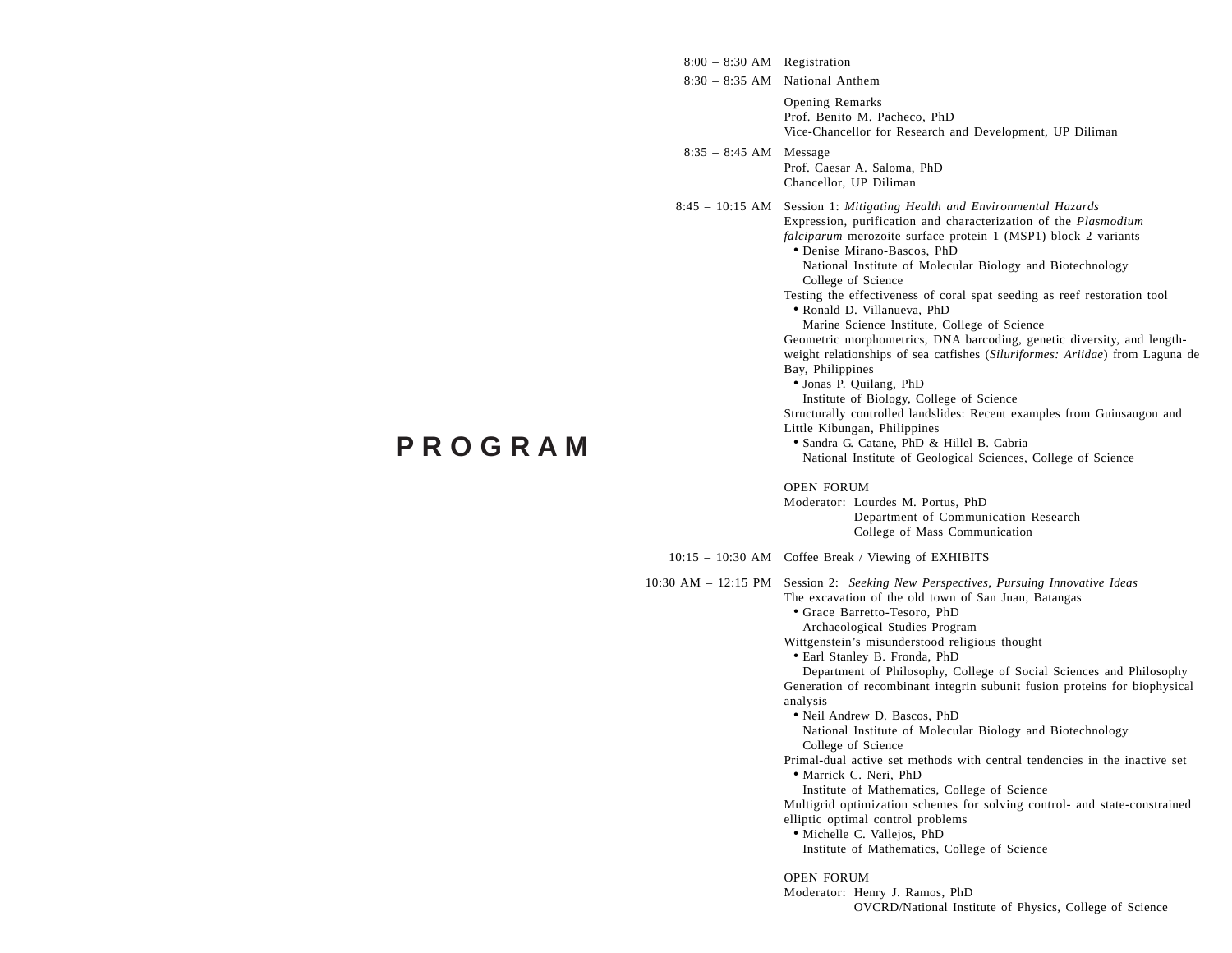# PROGRAM

| | |
|---|---|
| 8:00 – 8:30 AM | Registration |
| 8:30 – 8:35 AM | National Anthem |
| | Opening Remarks<br>Prof. Benito M. Pacheco, PhD<br>Vice-Chancellor for Research and Development, UP Diliman |
| 8:35 – 8:45 AM | Message<br>Prof. Caesar A. Saloma, PhD<br>Chancellor, UP Diliman |
| 8:45 – 10:15 AM | Session 1: *Mitigating Health and Environmental Hazards* |
| 10:15 – 10:30 AM | Coffee Break / Viewing of EXHIBITS |
| 10:30 AM – 12:15 PM | Session 2: *Seeking New Perspectives, Pursuing Innovative Ideas* |

**8:45 – 10:15 AM** Session 1: *Mitigating Health and Environmental Hazards*

Expression, purification and characterization of the *Plasmodium falciparum* merozoite surface protein 1 (MSP1) block 2 variants
- Denise Mirano-Bascos, PhD
  National Institute of Molecular Biology and Biotechnology
  College of Science

Testing the effectiveness of coral spat seeding as reef restoration tool
- Ronald D. Villanueva, PhD
  Marine Science Institute, College of Science

Geometric morphometrics, DNA barcoding, genetic diversity, and length-weight relationships of sea catfishes (*Siluriformes: Ariidae*) from Laguna de Bay, Philippines
- Jonas P. Quilang, PhD
  Institute of Biology, College of Science

Structurally controlled landslides: Recent examples from Guinsaugon and Little Kibungan, Philippines
- Sandra G. Catane, PhD & Hillel B. Cabria
  National Institute of Geological Sciences, College of Science

OPEN FORUM
Moderator: Lourdes M. Portus, PhD
Department of Communication Research
College of Mass Communication

**10:15 – 10:30 AM** Coffee Break / Viewing of EXHIBITS

**10:30 AM – 12:15 PM** Session 2: *Seeking New Perspectives, Pursuing Innovative Ideas*

The excavation of the old town of San Juan, Batangas
- Grace Barretto-Tesoro, PhD
  Archaeological Studies Program

Wittgenstein's misunderstood religious thought
- Earl Stanley B. Fronda, PhD
  Department of Philosophy, College of Social Sciences and Philosophy

Generation of recombinant integrin subunit fusion proteins for biophysical analysis
- Neil Andrew D. Bascos, PhD
  National Institute of Molecular Biology and Biotechnology
  College of Science

Primal-dual active set methods with central tendencies in the inactive set
- Marrick C. Neri, PhD
  Institute of Mathematics, College of Science

Multigrid optimization schemes for solving control- and state-constrained elliptic optimal control problems
- Michelle C. Vallejos, PhD
  Institute of Mathematics, College of Science

OPEN FORUM
Moderator: Henry J. Ramos, PhD
OVCRD/National Institute of Physics, College of Science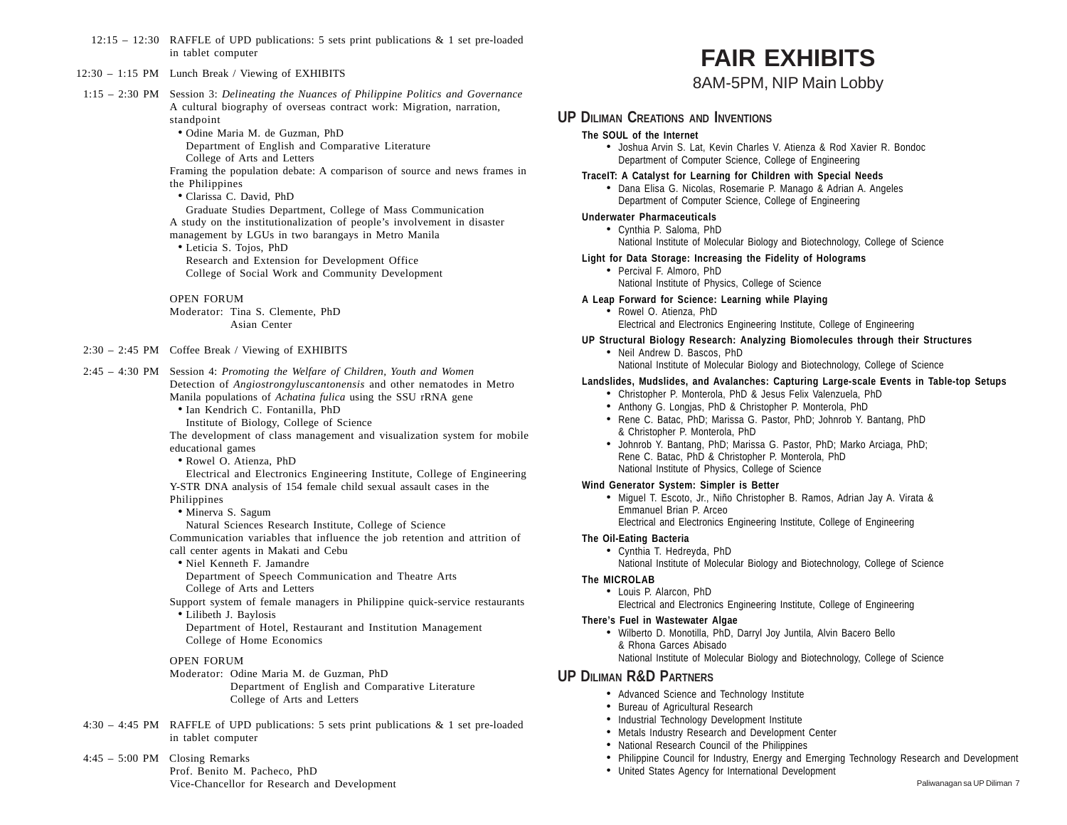12:15 – 12:30 RAFFLE of UPD publications: 5 sets print publications & 1 set pre-loaded in tablet computer

12:30 – 1:15 PM Lunch Break / Viewing of EXHIBITS

1:15 – 2:30 PM Session 3: *Delineating the Nuances of Philippine Politics and Governance*

A cultural biography of overseas contract work: Migration, narration, standpoint
- Odine Maria M. de Guzman, PhD
  Department of English and Comparative Literature
  College of Arts and Letters

Framing the population debate: A comparison of source and news frames in the Philippines
- Clarissa C. David, PhD
  Graduate Studies Department, College of Mass Communication

A study on the institutionalization of people's involvement in disaster management by LGUs in two barangays in Metro Manila
- Leticia S. Tojos, PhD
  Research and Extension for Development Office
  College of Social Work and Community Development

OPEN FORUM
Moderator: Tina S. Clemente, PhD
Asian Center

2:30 – 2:45 PM Coffee Break / Viewing of EXHIBITS

2:45 – 4:30 PM Session 4: *Promoting the Welfare of Children, Youth and Women*

Detection of *Angiostrongyluscantonensis* and other nematodes in Metro Manila populations of *Achatina fulica* using the SSU rRNA gene
- Ian Kendrich C. Fontanilla, PhD
  Institute of Biology, College of Science

The development of class management and visualization system for mobile educational games
- Rowel O. Atienza, PhD
  Electrical and Electronics Engineering Institute, College of Engineering

Y-STR DNA analysis of 154 female child sexual assault cases in the Philippines
- Minerva S. Sagum
  Natural Sciences Research Institute, College of Science

Communication variables that influence the job retention and attrition of call center agents in Makati and Cebu
- Niel Kenneth F. Jamandre
  Department of Speech Communication and Theatre Arts
  College of Arts and Letters

Support system of female managers in Philippine quick-service restaurants
- Lilibeth J. Baylosis
  Department of Hotel, Restaurant and Institution Management
  College of Home Economics

OPEN FORUM
Moderator: Odine Maria M. de Guzman, PhD
Department of English and Comparative Literature
College of Arts and Letters

4:30 – 4:45 PM RAFFLE of UPD publications: 5 sets print publications & 1 set pre-loaded in tablet computer

4:45 – 5:00 PM Closing Remarks
Prof. Benito M. Pacheco, PhD
Vice-Chancellor for Research and Development

# FAIR EXHIBITS

8AM-5PM, NIP Main Lobby

## UP Diliman Creations and Inventions

**The SOUL of the Internet**
- Joshua Arvin S. Lat, Kevin Charles V. Atienza & Rod Xavier R. Bondoc
  Department of Computer Science, College of Engineering

**TraceIT: A Catalyst for Learning for Children with Special Needs**
- Dana Elisa G. Nicolas, Rosemarie P. Manago & Adrian A. Angeles
  Department of Computer Science, College of Engineering

**Underwater Pharmaceuticals**
- Cynthia P. Saloma, PhD
  National Institute of Molecular Biology and Biotechnology, College of Science

**Light for Data Storage: Increasing the Fidelity of Holograms**
- Percival F. Almoro, PhD
  National Institute of Physics, College of Science

**A Leap Forward for Science: Learning while Playing**
- Rowel O. Atienza, PhD
  Electrical and Electronics Engineering Institute, College of Engineering

**UP Structural Biology Research: Analyzing Biomolecules through their Structures**
- Neil Andrew D. Bascos, PhD
  National Institute of Molecular Biology and Biotechnology, College of Science

**Landslides, Mudslides, and Avalanches: Capturing Large-scale Events in Table-top Setups**
- Christopher P. Monterola, PhD & Jesus Felix Valenzuela, PhD
- Anthony G. Longjas, PhD & Christopher P. Monterola, PhD
- Rene C. Batac, PhD; Marissa G. Pastor, PhD; Johnrob Y. Bantang, PhD & Christopher P. Monterola, PhD
- Johnrob Y. Bantang, PhD; Marissa G. Pastor, PhD; Marko Arciaga, PhD; Rene C. Batac, PhD & Christopher P. Monterola, PhD
  National Institute of Physics, College of Science

**Wind Generator System: Simpler is Better**
- Miguel T. Escoto, Jr., Niño Christopher B. Ramos, Adrian Jay A. Virata & Emmanuel Brian P. Arceo
  Electrical and Electronics Engineering Institute, College of Engineering

**The Oil-Eating Bacteria**
- Cynthia T. Hedreyda, PhD
  National Institute of Molecular Biology and Biotechnology, College of Science

**The MICROLAB**
- Louis P. Alarcon, PhD
  Electrical and Electronics Engineering Institute, College of Engineering

**There's Fuel in Wastewater Algae**
- Wilberto D. Monotilla, PhD, Darryl Joy Juntila, Alvin Bacero Bello & Rhona Garces Abisado
  National Institute of Molecular Biology and Biotechnology, College of Science

## UP Diliman R&D Partners

- Advanced Science and Technology Institute
- Bureau of Agricultural Research
- Industrial Technology Development Institute
- Metals Industry Research and Development Center
- National Research Council of the Philippines
- Philippine Council for Industry, Energy and Emerging Technology Research and Development
- United States Agency for International Development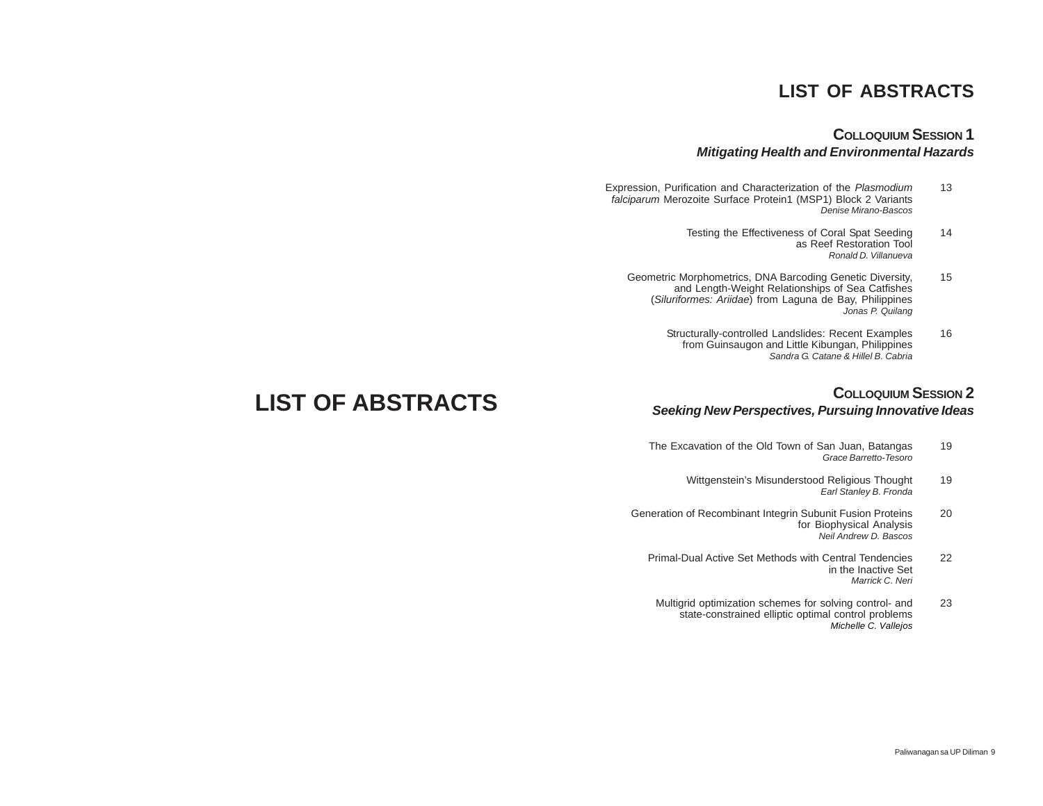# LIST OF ABSTRACTS

## LIST OF ABSTRACTS

### Colloquium Session 1
***Mitigating Health and Environmental Hazards***

Expression, Purification and Characterization of the *Plasmodium falciparum* Merozoite Surface Protein1 (MSP1) Block 2 Variants — 13
*Denise Mirano-Bascos*

Testing the Effectiveness of Coral Spat Seeding as Reef Restoration Tool — 14
*Ronald D. Villanueva*

Geometric Morphometrics, DNA Barcoding Genetic Diversity, and Length-Weight Relationships of Sea Catfishes (*Siluriformes: Ariidae*) from Laguna de Bay, Philippines — 15
*Jonas P. Quilang*

Structurally-controlled Landslides: Recent Examples from Guinsaugon and Little Kibungan, Philippines — 16
*Sandra G. Catane & Hillel B. Cabria*

### Colloquium Session 2
***Seeking New Perspectives, Pursuing Innovative Ideas***

The Excavation of the Old Town of San Juan, Batangas — 19
*Grace Barretto-Tesoro*

Wittgenstein's Misunderstood Religious Thought — 19
*Earl Stanley B. Fronda*

Generation of Recombinant Integrin Subunit Fusion Proteins for Biophysical Analysis — 20
*Neil Andrew D. Bascos*

Primal-Dual Active Set Methods with Central Tendencies in the Inactive Set — 22
*Marrick C. Neri*

Multigrid optimization schemes for solving control- and state-constrained elliptic optimal control problems — 23
*Michelle C. Vallejos*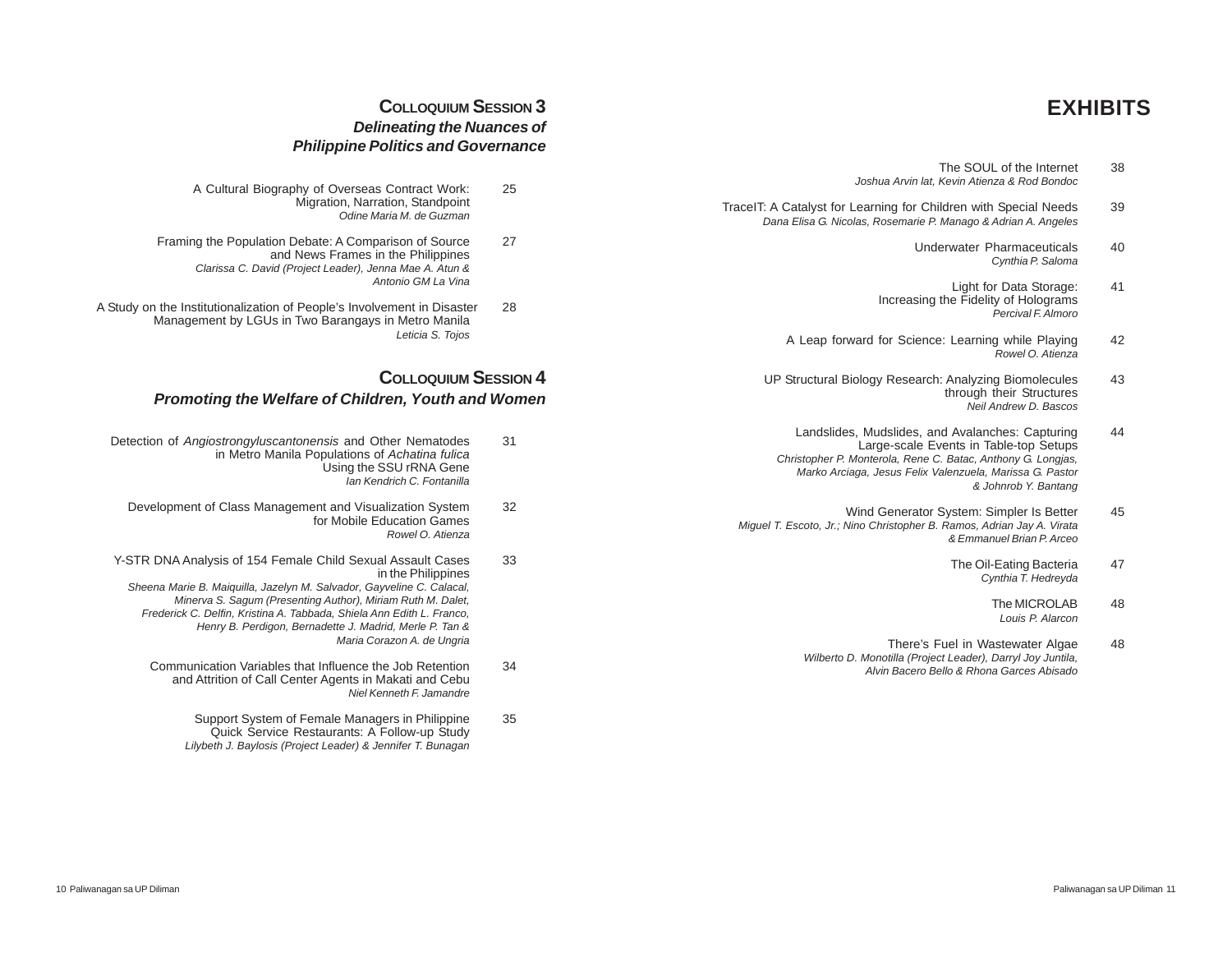## Colloquium Session 3

### *Delineating the Nuances of Philippine Politics and Governance*

A Cultural Biography of Overseas Contract Work: Migration, Narration, Standpoint — 25
*Odine Maria M. de Guzman*

Framing the Population Debate: A Comparison of Source and News Frames in the Philippines — 27
*Clarissa C. David (Project Leader), Jenna Mae A. Atun & Antonio GM La Vina*

A Study on the Institutionalization of People's Involvement in Disaster Management by LGUs in Two Barangays in Metro Manila — 28
*Leticia S. Tojos*

## Colloquium Session 4

### *Promoting the Welfare of Children, Youth and Women*

Detection of *Angiostrongyluscantonensis* and Other Nematodes in Metro Manila Populations of *Achatina fulica* Using the SSU rRNA Gene — 31
*Ian Kendrich C. Fontanilla*

Development of Class Management and Visualization System for Mobile Education Games — 32
*Rowel O. Atienza*

Y-STR DNA Analysis of 154 Female Child Sexual Assault Cases in the Philippines — 33
*Sheena Marie B. Maiquilla, Jazelyn M. Salvador, Gayveline C. Calacal, Minerva S. Sagum (Presenting Author), Miriam Ruth M. Dalet, Frederick C. Delfin, Kristina A. Tabbada, Shiela Ann Edith L. Franco, Henry B. Perdigon, Bernadette J. Madrid, Merle P. Tan & Maria Corazon A. de Ungria*

Communication Variables that Influence the Job Retention and Attrition of Call Center Agents in Makati and Cebu — 34
*Niel Kenneth F. Jamandre*

Support System of Female Managers in Philippine Quick Service Restaurants: A Follow-up Study — 35
*Lilybeth J. Baylosis (Project Leader) & Jennifer T. Bunagan*

# EXHIBITS

The SOUL of the Internet — 38
*Joshua Arvin lat, Kevin Atienza & Rod Bondoc*

TraceIT: A Catalyst for Learning for Children with Special Needs — 39
*Dana Elisa G. Nicolas, Rosemarie P. Manago & Adrian A. Angeles*

Underwater Pharmaceuticals — 40
*Cynthia P. Saloma*

Light for Data Storage: Increasing the Fidelity of Holograms — 41
*Percival F. Almoro*

A Leap forward for Science: Learning while Playing — 42
*Rowel O. Atienza*

UP Structural Biology Research: Analyzing Biomolecules through their Structures — 43
*Neil Andrew D. Bascos*

Landslides, Mudslides, and Avalanches: Capturing Large-scale Events in Table-top Setups — 44
*Christopher P. Monterola, Rene C. Batac, Anthony G. Longjas, Marko Arciaga, Jesus Felix Valenzuela, Marissa G. Pastor & Johnrob Y. Bantang*

Wind Generator System: Simpler Is Better — 45
*Miguel T. Escoto, Jr.; Nino Christopher B. Ramos, Adrian Jay A. Virata & Emmanuel Brian P. Arceo*

The Oil-Eating Bacteria — 47
*Cynthia T. Hedreyda*

The MICROLAB — 48
*Louis P. Alarcon*

There's Fuel in Wastewater Algae — 48
*Wilberto D. Monotilla (Project Leader), Darryl Joy Juntila, Alvin Bacero Bello & Rhona Garces Abisado*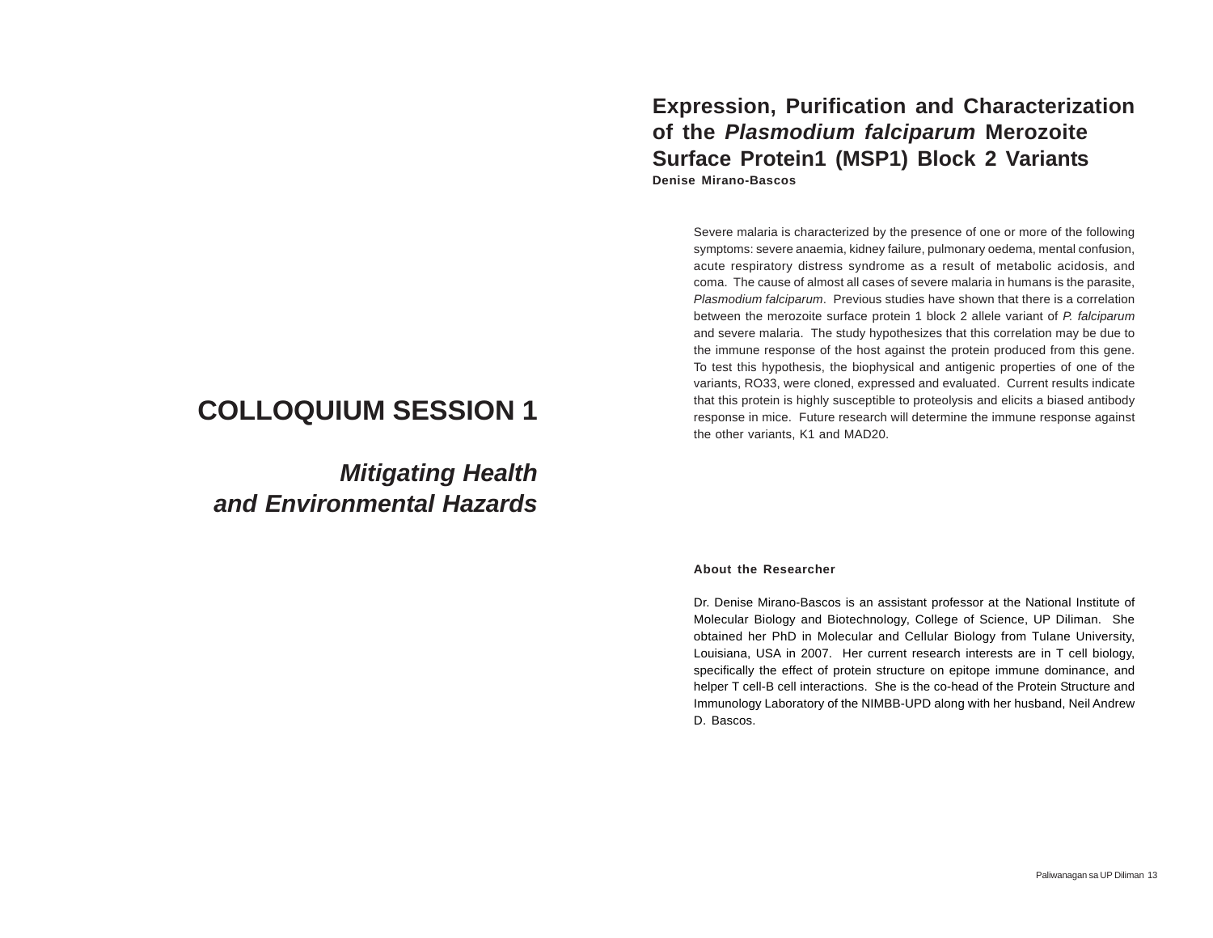# COLLOQUIUM SESSION 1

## *Mitigating Health and Environmental Hazards*

### Expression, Purification and Characterization of the *Plasmodium falciparum* Merozoite Surface Protein1 (MSP1) Block 2 Variants

**Denise Mirano-Bascos**

Severe malaria is characterized by the presence of one or more of the following symptoms: severe anaemia, kidney failure, pulmonary oedema, mental confusion, acute respiratory distress syndrome as a result of metabolic acidosis, and coma. The cause of almost all cases of severe malaria in humans is the parasite, *Plasmodium falciparum*. Previous studies have shown that there is a correlation between the merozoite surface protein 1 block 2 allele variant of *P. falciparum* and severe malaria. The study hypothesizes that this correlation may be due to the immune response of the host against the protein produced from this gene. To test this hypothesis, the biophysical and antigenic properties of one of the variants, RO33, were cloned, expressed and evaluated. Current results indicate that this protein is highly susceptible to proteolysis and elicits a biased antibody response in mice. Future research will determine the immune response against the other variants, K1 and MAD20.

**About the Researcher**

Dr. Denise Mirano-Bascos is an assistant professor at the National Institute of Molecular Biology and Biotechnology, College of Science, UP Diliman. She obtained her PhD in Molecular and Cellular Biology from Tulane University, Louisiana, USA in 2007. Her current research interests are in T cell biology, specifically the effect of protein structure on epitope immune dominance, and helper T cell-B cell interactions. She is the co-head of the Protein Structure and Immunology Laboratory of the NIMBB-UPD along with her husband, Neil Andrew D. Bascos.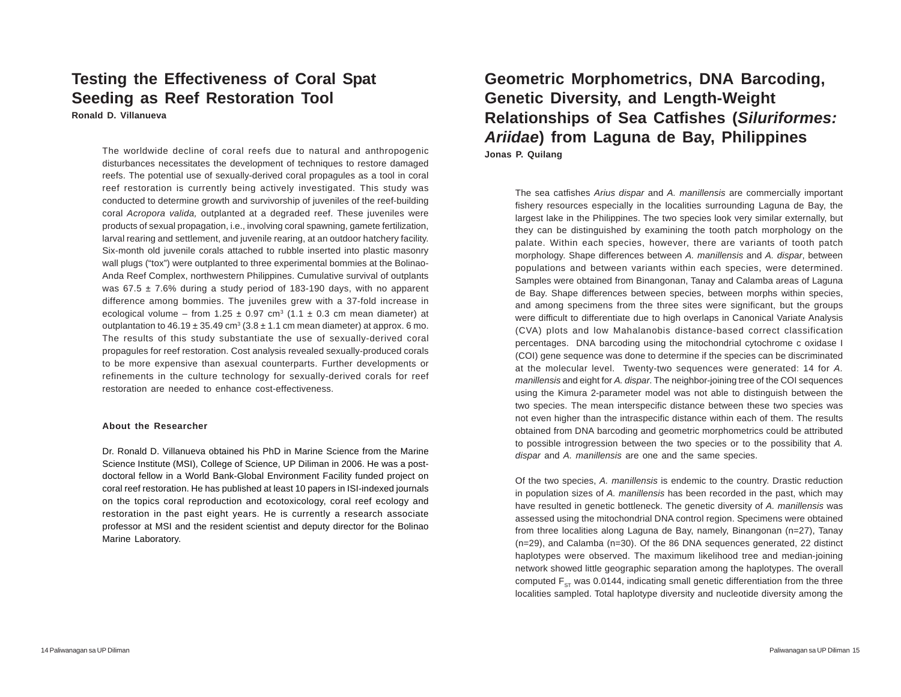# Testing the Effectiveness of Coral Spat Seeding as Reef Restoration Tool

**Ronald D. Villanueva**

The worldwide decline of coral reefs due to natural and anthropogenic disturbances necessitates the development of techniques to restore damaged reefs. The potential use of sexually-derived coral propagules as a tool in coral reef restoration is currently being actively investigated. This study was conducted to determine growth and survivorship of juveniles of the reef-building coral *Acropora valida,* outplanted at a degraded reef. These juveniles were products of sexual propagation, i.e., involving coral spawning, gamete fertilization, larval rearing and settlement, and juvenile rearing, at an outdoor hatchery facility. Six-month old juvenile corals attached to rubble inserted into plastic masonry wall plugs ("tox") were outplanted to three experimental bommies at the Bolinao-Anda Reef Complex, northwestern Philippines. Cumulative survival of outplants was 67.5 ± 7.6% during a study period of 183-190 days, with no apparent difference among bommies. The juveniles grew with a 37-fold increase in ecological volume – from 1.25 ± 0.97 $cm^3$ (1.1 ± 0.3 cm mean diameter) at outplantation to 46.19 ± 35.49 $cm^3$ (3.8 ± 1.1 cm mean diameter) at approx. 6 mo. The results of this study substantiate the use of sexually-derived coral propagules for reef restoration. Cost analysis revealed sexually-produced corals to be more expensive than asexual counterparts. Further developments or refinements in the culture technology for sexually-derived corals for reef restoration are needed to enhance cost-effectiveness.

### About the Researcher

Dr. Ronald D. Villanueva obtained his PhD in Marine Science from the Marine Science Institute (MSI), College of Science, UP Diliman in 2006. He was a post-doctoral fellow in a World Bank-Global Environment Facility funded project on coral reef restoration. He has published at least 10 papers in ISI-indexed journals on the topics coral reproduction and ecotoxicology, coral reef ecology and restoration in the past eight years. He is currently a research associate professor at MSI and the resident scientist and deputy director for the Bolinao Marine Laboratory.

# Geometric Morphometrics, DNA Barcoding, Genetic Diversity, and Length-Weight Relationships of Sea Catfishes (*Siluriformes: Ariidae*) from Laguna de Bay, Philippines

**Jonas P. Quilang**

The sea catfishes *Arius dispar* and *A. manillensis* are commercially important fishery resources especially in the localities surrounding Laguna de Bay, the largest lake in the Philippines. The two species look very similar externally, but they can be distinguished by examining the tooth patch morphology on the palate. Within each species, however, there are variants of tooth patch morphology. Shape differences between *A. manillensis* and *A. dispar*, between populations and between variants within each species, were determined. Samples were obtained from Binangonan, Tanay and Calamba areas of Laguna de Bay. Shape differences between species, between morphs within species, and among specimens from the three sites were significant, but the groups were difficult to differentiate due to high overlaps in Canonical Variate Analysis (CVA) plots and low Mahalanobis distance-based correct classification percentages. DNA barcoding using the mitochondrial cytochrome c oxidase I (COI) gene sequence was done to determine if the species can be discriminated at the molecular level. Twenty-two sequences were generated: 14 for *A. manillensis* and eight for *A. dispar*. The neighbor-joining tree of the COI sequences using the Kimura 2-parameter model was not able to distinguish between the two species. The mean interspecific distance between these two species was not even higher than the intraspecific distance within each of them. The results obtained from DNA barcoding and geometric morphometrics could be attributed to possible introgression between the two species or to the possibility that *A. dispar* and *A. manillensis* are one and the same species.

Of the two species, *A. manillensis* is endemic to the country. Drastic reduction in population sizes of *A. manillensis* has been recorded in the past, which may have resulted in genetic bottleneck. The genetic diversity of *A. manillensis* was assessed using the mitochondrial DNA control region. Specimens were obtained from three localities along Laguna de Bay, namely, Binangonan (n=27), Tanay (n=29), and Calamba (n=30). Of the 86 DNA sequences generated, 22 distinct haplotypes were observed. The maximum likelihood tree and median-joining network showed little geographic separation among the haplotypes. The overall computed $F_{ST}$ was 0.0144, indicating small genetic differentiation from the three localities sampled. Total haplotype diversity and nucleotide diversity among the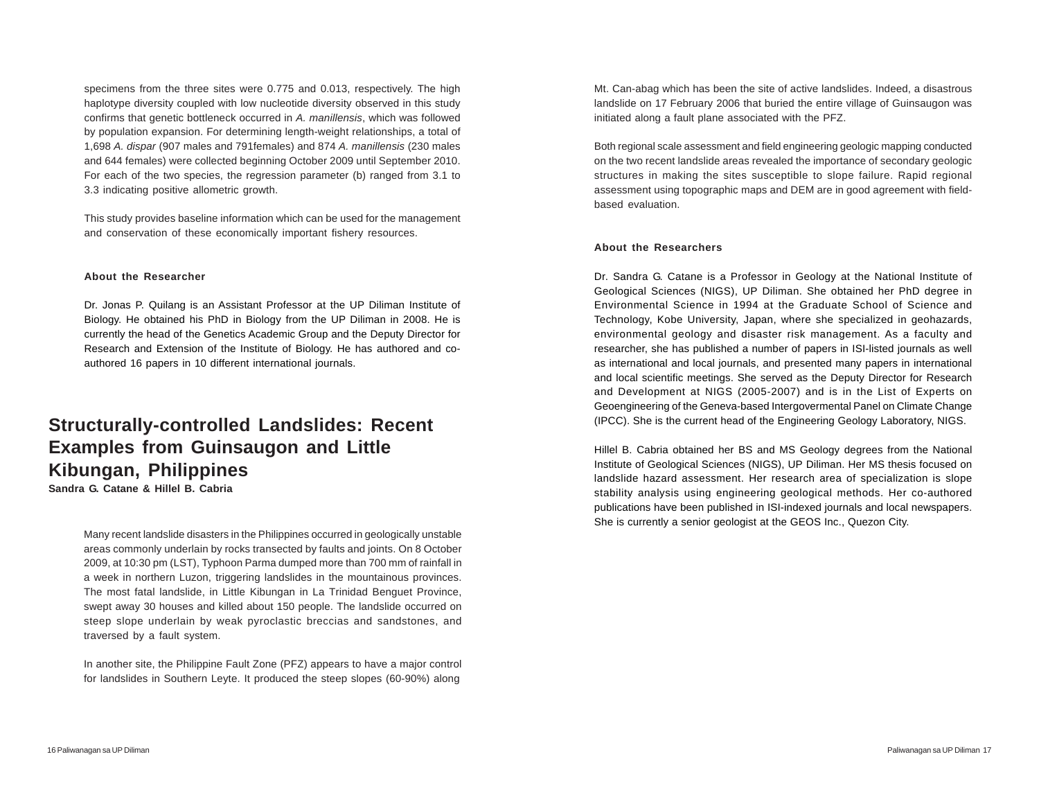specimens from the three sites were 0.775 and 0.013, respectively. The high haplotype diversity coupled with low nucleotide diversity observed in this study confirms that genetic bottleneck occurred in *A. manillensis*, which was followed by population expansion. For determining length-weight relationships, a total of 1,698 *A. dispar* (907 males and 791females) and 874 *A. manillensis* (230 males and 644 females) were collected beginning October 2009 until September 2010. For each of the two species, the regression parameter (b) ranged from 3.1 to 3.3 indicating positive allometric growth.

This study provides baseline information which can be used for the management and conservation of these economically important fishery resources.

### About the Researcher

Dr. Jonas P. Quilang is an Assistant Professor at the UP Diliman Institute of Biology. He obtained his PhD in Biology from the UP Diliman in 2008. He is currently the head of the Genetics Academic Group and the Deputy Director for Research and Extension of the Institute of Biology. He has authored and co-authored 16 papers in 10 different international journals.

## Structurally-controlled Landslides: Recent Examples from Guinsaugon and Little Kibungan, Philippines

**Sandra G. Catane & Hillel B. Cabria**

Many recent landslide disasters in the Philippines occurred in geologically unstable areas commonly underlain by rocks transected by faults and joints. On 8 October 2009, at 10:30 pm (LST), Typhoon Parma dumped more than 700 mm of rainfall in a week in northern Luzon, triggering landslides in the mountainous provinces. The most fatal landslide, in Little Kibungan in La Trinidad Benguet Province, swept away 30 houses and killed about 150 people. The landslide occurred on steep slope underlain by weak pyroclastic breccias and sandstones, and traversed by a fault system.

In another site, the Philippine Fault Zone (PFZ) appears to have a major control for landslides in Southern Leyte. It produced the steep slopes (60-90%) along Mt. Can-abag which has been the site of active landslides. Indeed, a disastrous landslide on 17 February 2006 that buried the entire village of Guinsaugon was initiated along a fault plane associated with the PFZ.

Both regional scale assessment and field engineering geologic mapping conducted on the two recent landslide areas revealed the importance of secondary geologic structures in making the sites susceptible to slope failure. Rapid regional assessment using topographic maps and DEM are in good agreement with field-based evaluation.

### About the Researchers

Dr. Sandra G. Catane is a Professor in Geology at the National Institute of Geological Sciences (NIGS), UP Diliman. She obtained her PhD degree in Environmental Science in 1994 at the Graduate School of Science and Technology, Kobe University, Japan, where she specialized in geohazards, environmental geology and disaster risk management. As a faculty and researcher, she has published a number of papers in ISI-listed journals as well as international and local journals, and presented many papers in international and local scientific meetings. She served as the Deputy Director for Research and Development at NIGS (2005-2007) and is in the List of Experts on Geoengineering of the Geneva-based Intergovermental Panel on Climate Change (IPCC). She is the current head of the Engineering Geology Laboratory, NIGS.

Hillel B. Cabria obtained her BS and MS Geology degrees from the National Institute of Geological Sciences (NIGS), UP Diliman. Her MS thesis focused on landslide hazard assessment. Her research area of specialization is slope stability analysis using engineering geological methods. Her co-authored publications have been published in ISI-indexed journals and local newspapers. She is currently a senior geologist at the GEOS Inc., Quezon City.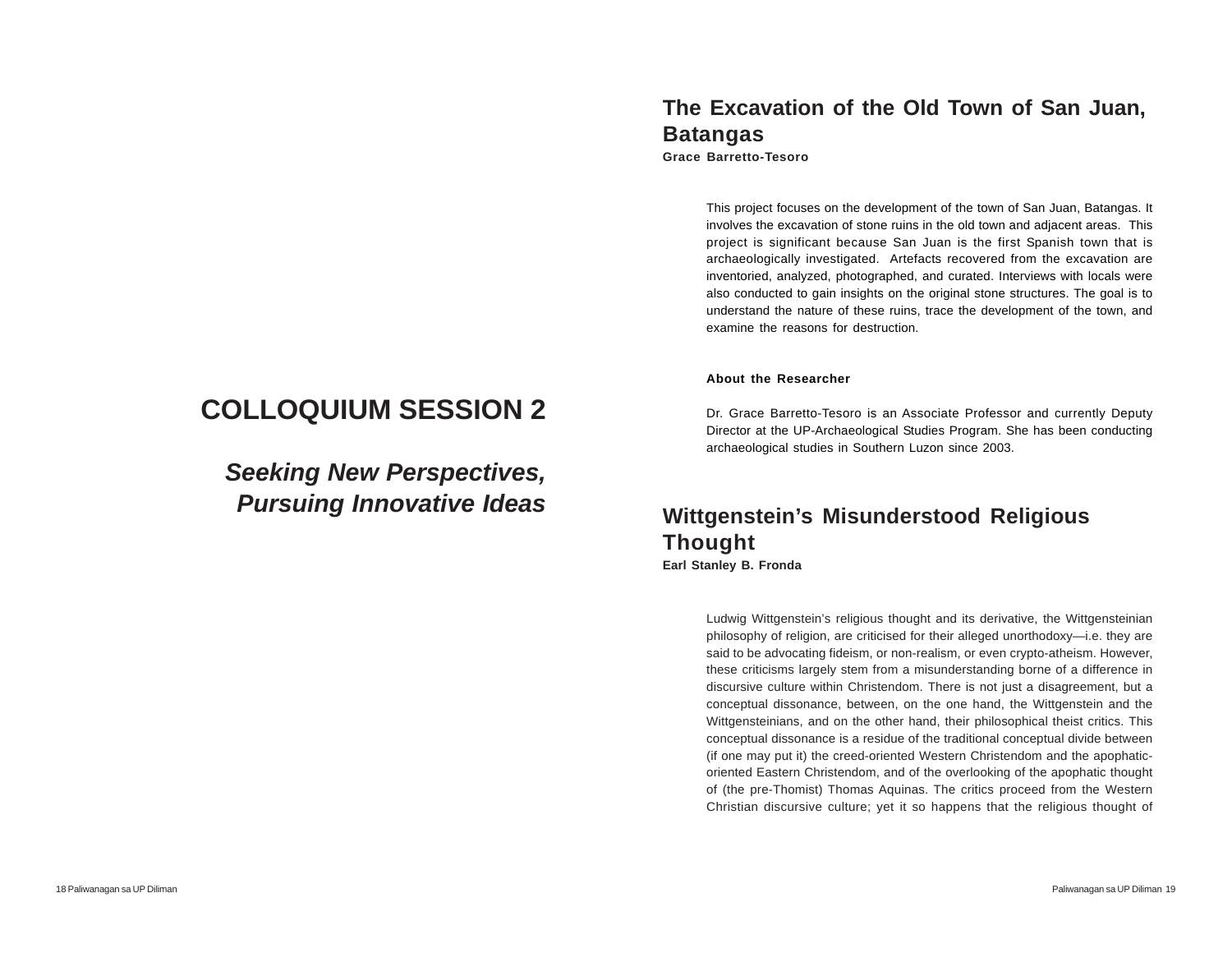# COLLOQUIUM SESSION 2

## *Seeking New Perspectives, Pursuing Innovative Ideas*

## The Excavation of the Old Town of San Juan, Batangas

**Grace Barretto-Tesoro**

This project focuses on the development of the town of San Juan, Batangas. It involves the excavation of stone ruins in the old town and adjacent areas. This project is significant because San Juan is the first Spanish town that is archaeologically investigated. Artefacts recovered from the excavation are inventoried, analyzed, photographed, and curated. Interviews with locals were also conducted to gain insights on the original stone structures. The goal is to understand the nature of these ruins, trace the development of the town, and examine the reasons for destruction.

**About the Researcher**

Dr. Grace Barretto-Tesoro is an Associate Professor and currently Deputy Director at the UP-Archaeological Studies Program. She has been conducting archaeological studies in Southern Luzon since 2003.

## Wittgenstein's Misunderstood Religious Thought

**Earl Stanley B. Fronda**

Ludwig Wittgenstein's religious thought and its derivative, the Wittgensteinian philosophy of religion, are criticised for their alleged unorthodoxy—i.e. they are said to be advocating fideism, or non-realism, or even crypto-atheism. However, these criticisms largely stem from a misunderstanding borne of a difference in discursive culture within Christendom. There is not just a disagreement, but a conceptual dissonance, between, on the one hand, the Wittgenstein and the Wittgensteinians, and on the other hand, their philosophical theist critics. This conceptual dissonance is a residue of the traditional conceptual divide between (if one may put it) the creed-oriented Western Christendom and the apophatic-oriented Eastern Christendom, and of the overlooking of the apophatic thought of (the pre-Thomist) Thomas Aquinas. The critics proceed from the Western Christian discursive culture; yet it so happens that the religious thought of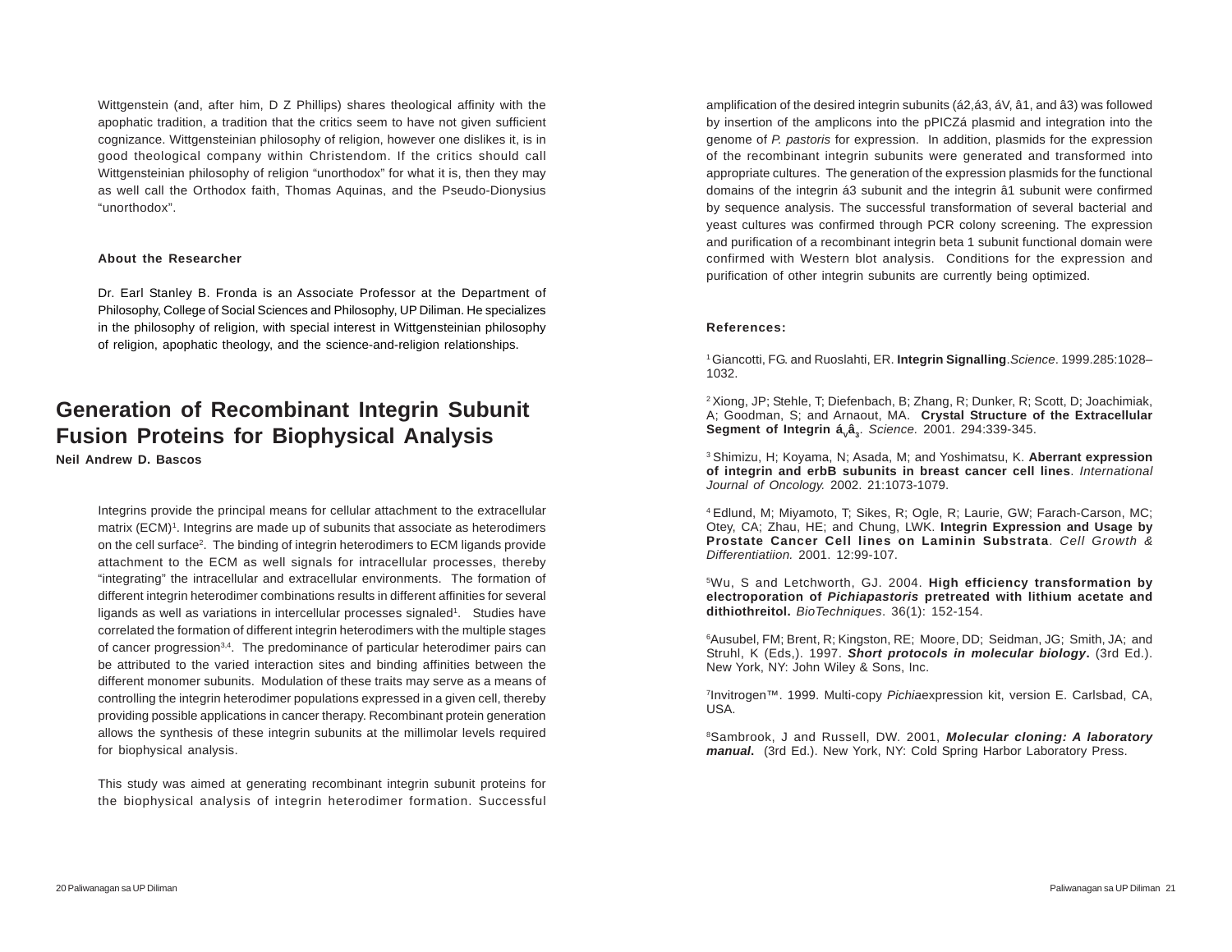Wittgenstein (and, after him, D Z Phillips) shares theological affinity with the apophatic tradition, a tradition that the critics seem to have not given sufficient cognizance. Wittgensteinian philosophy of religion, however one dislikes it, is in good theological company within Christendom. If the critics should call Wittgensteinian philosophy of religion "unorthodox" for what it is, then they may as well call the Orthodox faith, Thomas Aquinas, and the Pseudo-Dionysius "unorthodox".

**About the Researcher**

Dr. Earl Stanley B. Fronda is an Associate Professor at the Department of Philosophy, College of Social Sciences and Philosophy, UP Diliman. He specializes in the philosophy of religion, with special interest in Wittgensteinian philosophy of religion, apophatic theology, and the science-and-religion relationships.

## Generation of Recombinant Integrin Subunit Fusion Proteins for Biophysical Analysis

**Neil Andrew D. Bascos**

Integrins provide the principal means for cellular attachment to the extracellular matrix (ECM)[1]. Integrins are made up of subunits that associate as heterodimers on the cell surface[2]. The binding of integrin heterodimers to ECM ligands provide attachment to the ECM as well signals for intracellular processes, thereby "integrating" the intracellular and extracellular environments. The formation of different integrin heterodimer combinations results in different affinities for several ligands as well as variations in intercellular processes signaled[1]. Studies have correlated the formation of different integrin heterodimers with the multiple stages of cancer progression[3,4]. The predominance of particular heterodimer pairs can be attributed to the varied interaction sites and binding affinities between the different monomer subunits. Modulation of these traits may serve as a means of controlling the integrin heterodimer populations expressed in a given cell, thereby providing possible applications in cancer therapy. Recombinant protein generation allows the synthesis of these integrin subunits at the millimolar levels required for biophysical analysis.

This study was aimed at generating recombinant integrin subunit proteins for the biophysical analysis of integrin heterodimer formation. Successful amplification of the desired integrin subunits (á2,á3, áV, â1, and â3) was followed by insertion of the amplicons into the pPICZá plasmid and integration into the genome of *P. pastoris* for expression. In addition, plasmids for the expression of the recombinant integrin subunits were generated and transformed into appropriate cultures. The generation of the expression plasmids for the functional domains of the integrin á3 subunit and the integrin â1 subunit were confirmed by sequence analysis. The successful transformation of several bacterial and yeast cultures was confirmed through PCR colony screening. The expression and purification of a recombinant integrin beta 1 subunit functional domain were confirmed with Western blot analysis. Conditions for the expression and purification of other integrin subunits are currently being optimized.

**References:**

[1] Giancotti, FG. and Ruoslahti, ER. **Integrin Signalling**.*Science*. 1999.285:1028–1032.

[2] Xiong, JP; Stehle, T; Diefenbach, B; Zhang, R; Dunker, R; Scott, D; Joachimiak, A; Goodman, S; and Arnaout, MA. **Crystal Structure of the Extracellular Segment of Integrin** $\mathbf{á_V â_3}$. *Science*. 2001. 294:339-345.

[3] Shimizu, H; Koyama, N; Asada, M; and Yoshimatsu, K. **Aberrant expression of integrin and erbB subunits in breast cancer cell lines**. *International Journal of Oncology.* 2002. 21:1073-1079.

[4] Edlund, M; Miyamoto, T; Sikes, R; Ogle, R; Laurie, GW; Farach-Carson, MC; Otey, CA; Zhau, HE; and Chung, LWK. **Integrin Expression and Usage by Prostate Cancer Cell lines on Laminin Substrata**. *Cell Growth & Differentiatiion.* 2001. 12:99-107.

[5]Wu, S and Letchworth, GJ. 2004. **High efficiency transformation by electroporation of *Pichiapastoris* pretreated with lithium acetate and dithiothreitol.** *BioTechniques*. 36(1): 152-154.

[6]Ausubel, FM; Brent, R; Kingston, RE; Moore, DD; Seidman, JG; Smith, JA; and Struhl, K (Eds,). 1997. ***Short protocols in molecular biology*.** (3rd Ed.). New York, NY: John Wiley & Sons, Inc.

[7]Invitrogen™. 1999. Multi-copy *Pichia*expression kit, version E. Carlsbad, CA, USA.

[8]Sambrook, J and Russell, DW. 2001, ***Molecular cloning: A laboratory manual*.** (3rd Ed.). New York, NY: Cold Spring Harbor Laboratory Press.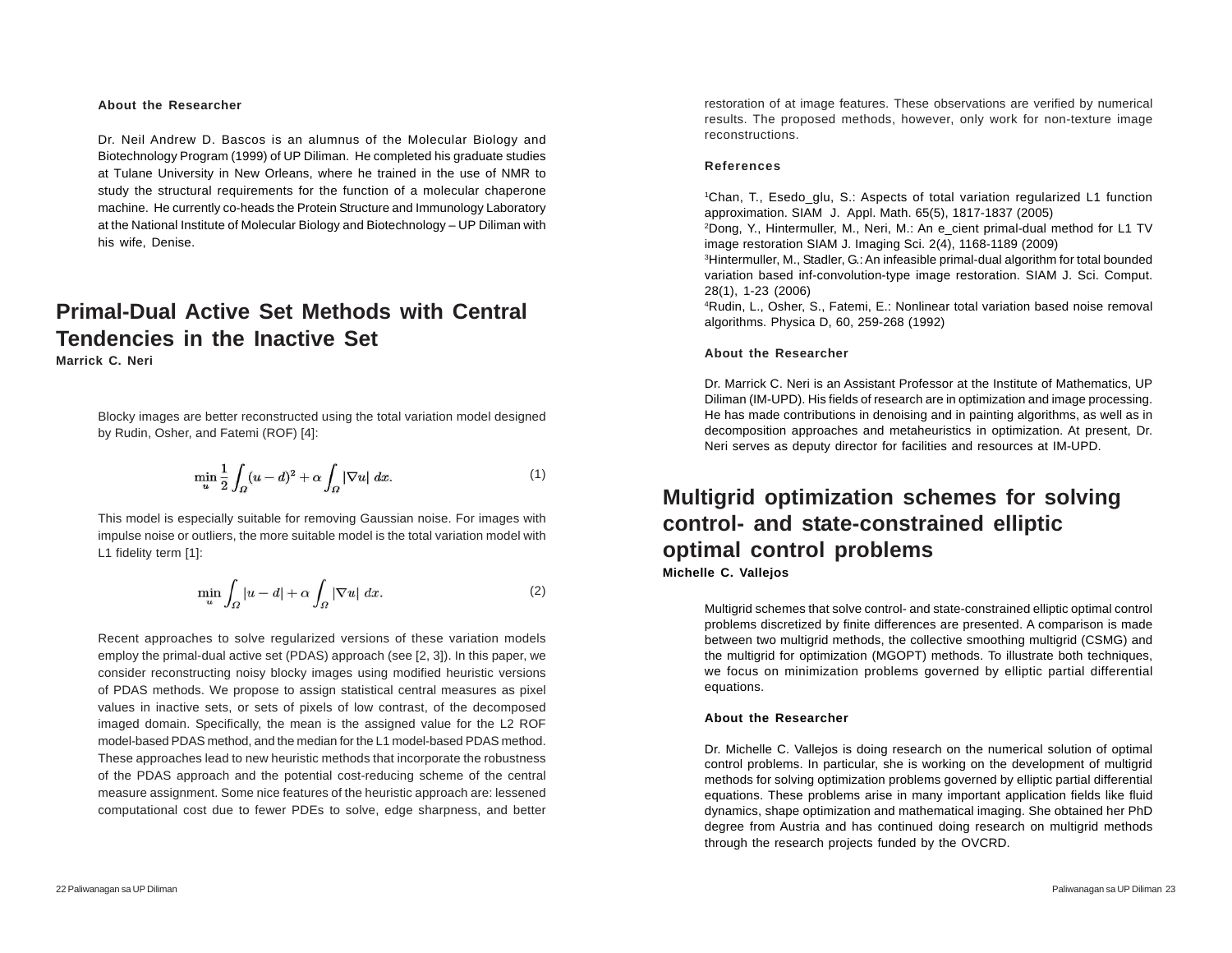**About the Researcher**

Dr. Neil Andrew D. Bascos is an alumnus of the Molecular Biology and Biotechnology Program (1999) of UP Diliman. He completed his graduate studies at Tulane University in New Orleans, where he trained in the use of NMR to study the structural requirements for the function of a molecular chaperone machine. He currently co-heads the Protein Structure and Immunology Laboratory at the National Institute of Molecular Biology and Biotechnology – UP Diliman with his wife, Denise.

## Primal-Dual Active Set Methods with Central Tendencies in the Inactive Set

**Marrick C. Neri**

Blocky images are better reconstructed using the total variation model designed by Rudin, Osher, and Fatemi (ROF) [4]:

$$\min_u \frac{1}{2}\int_\Omega (u-d)^2 + \alpha \int_\Omega |\nabla u| \, dx. \tag{1}$$

This model is especially suitable for removing Gaussian noise. For images with impulse noise or outliers, the more suitable model is the total variation model with L1 fidelity term [1]:

$$\min_u \int_\Omega |u-d| + \alpha \int_\Omega |\nabla u| \, dx. \tag{2}$$

Recent approaches to solve regularized versions of these variation models employ the primal-dual active set (PDAS) approach (see [2, 3]). In this paper, we consider reconstructing noisy blocky images using modified heuristic versions of PDAS methods. We propose to assign statistical central measures as pixel values in inactive sets, or sets of pixels of low contrast, of the decomposed imaged domain. Specifically, the mean is the assigned value for the L2 ROF model-based PDAS method, and the median for the L1 model-based PDAS method. These approaches lead to new heuristic methods that incorporate the robustness of the PDAS approach and the potential cost-reducing scheme of the central measure assignment. Some nice features of the heuristic approach are: lessened computational cost due to fewer PDEs to solve, edge sharpness, and better restoration of at image features. These observations are verified by numerical results. The proposed methods, however, only work for non-texture image reconstructions.

**References**

[1]Chan, T., Esedo_glu, S.: Aspects of total variation regularized L1 function approximation. SIAM J. Appl. Math. 65(5), 1817-1837 (2005)
[2]Dong, Y., Hintermuller, M., Neri, M.: An e_cient primal-dual method for L1 TV image restoration SIAM J. Imaging Sci. 2(4), 1168-1189 (2009)
[3]Hintermuller, M., Stadler, G.: An infeasible primal-dual algorithm for total bounded variation based inf-convolution-type image restoration. SIAM J. Sci. Comput. 28(1), 1-23 (2006)
[4]Rudin, L., Osher, S., Fatemi, E.: Nonlinear total variation based noise removal algorithms. Physica D, 60, 259-268 (1992)

**About the Researcher**

Dr. Marrick C. Neri is an Assistant Professor at the Institute of Mathematics, UP Diliman (IM-UPD). His fields of research are in optimization and image processing. He has made contributions in denoising and in painting algorithms, as well as in decomposition approaches and metaheuristics in optimization. At present, Dr. Neri serves as deputy director for facilities and resources at IM-UPD.

## Multigrid optimization schemes for solving control- and state-constrained elliptic optimal control problems

**Michelle C. Vallejos**

Multigrid schemes that solve control- and state-constrained elliptic optimal control problems discretized by finite differences are presented. A comparison is made between two multigrid methods, the collective smoothing multigrid (CSMG) and the multigrid for optimization (MGOPT) methods. To illustrate both techniques, we focus on minimization problems governed by elliptic partial differential equations.

**About the Researcher**

Dr. Michelle C. Vallejos is doing research on the numerical solution of optimal control problems. In particular, she is working on the development of multigrid methods for solving optimization problems governed by elliptic partial differential equations. These problems arise in many important application fields like fluid dynamics, shape optimization and mathematical imaging. She obtained her PhD degree from Austria and has continued doing research on multigrid methods through the research projects funded by the OVCRD.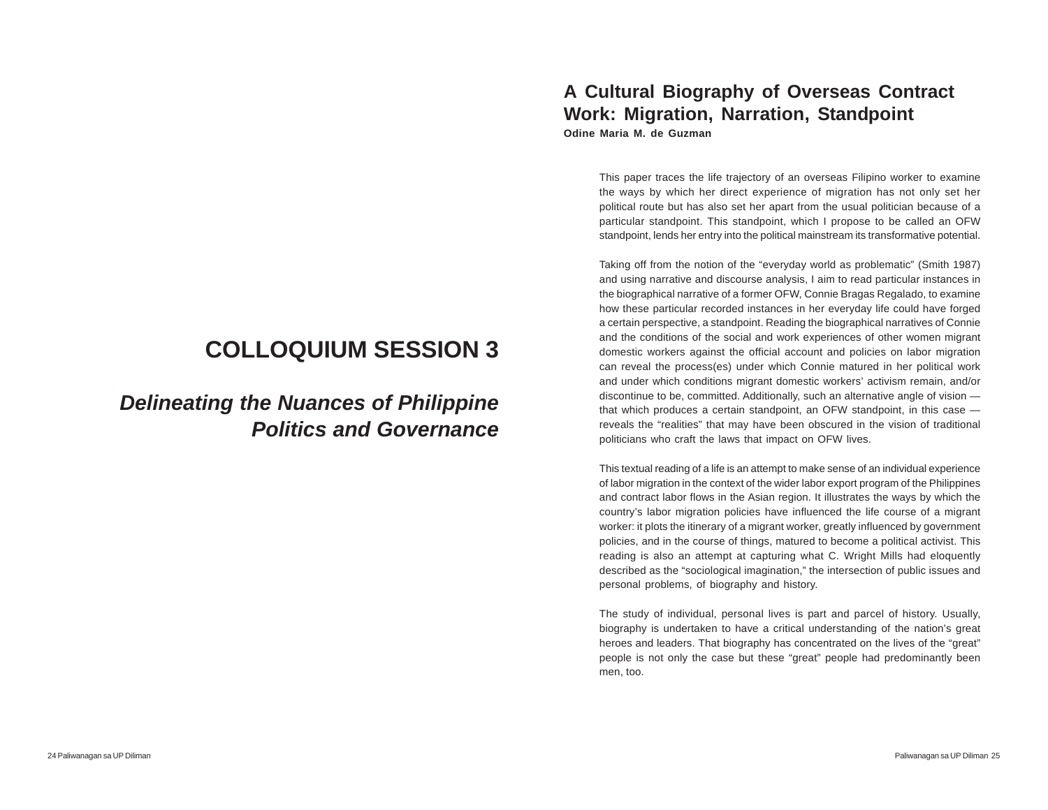# COLLOQUIUM SESSION 3

## *Delineating the Nuances of Philippine Politics and Governance*

## A Cultural Biography of Overseas Contract Work: Migration, Narration, Standpoint

**Odine Maria M. de Guzman**

This paper traces the life trajectory of an overseas Filipino worker to examine the ways by which her direct experience of migration has not only set her political route but has also set her apart from the usual politician because of a particular standpoint. This standpoint, which I propose to be called an OFW standpoint, lends her entry into the political mainstream its transformative potential.

Taking off from the notion of the “everyday world as problematic” (Smith 1987) and using narrative and discourse analysis, I aim to read particular instances in the biographical narrative of a former OFW, Connie Bragas Regalado, to examine how these particular recorded instances in her everyday life could have forged a certain perspective, a standpoint. Reading the biographical narratives of Connie and the conditions of the social and work experiences of other women migrant domestic workers against the official account and policies on labor migration can reveal the process(es) under which Connie matured in her political work and under which conditions migrant domestic workers’ activism remain, and/or discontinue to be, committed. Additionally, such an alternative angle of vision — that which produces a certain standpoint, an OFW standpoint, in this case — reveals the “realities” that may have been obscured in the vision of traditional politicians who craft the laws that impact on OFW lives.

This textual reading of a life is an attempt to make sense of an individual experience of labor migration in the context of the wider labor export program of the Philippines and contract labor flows in the Asian region. It illustrates the ways by which the country’s labor migration policies have influenced the life course of a migrant worker: it plots the itinerary of a migrant worker, greatly influenced by government policies, and in the course of things, matured to become a political activist. This reading is also an attempt at capturing what C. Wright Mills had eloquently described as the “sociological imagination,” the intersection of public issues and personal problems, of biography and history.

The study of individual, personal lives is part and parcel of history. Usually, biography is undertaken to have a critical understanding of the nation’s great heroes and leaders. That biography has concentrated on the lives of the “great” people is not only the case but these “great” people had predominantly been men, too.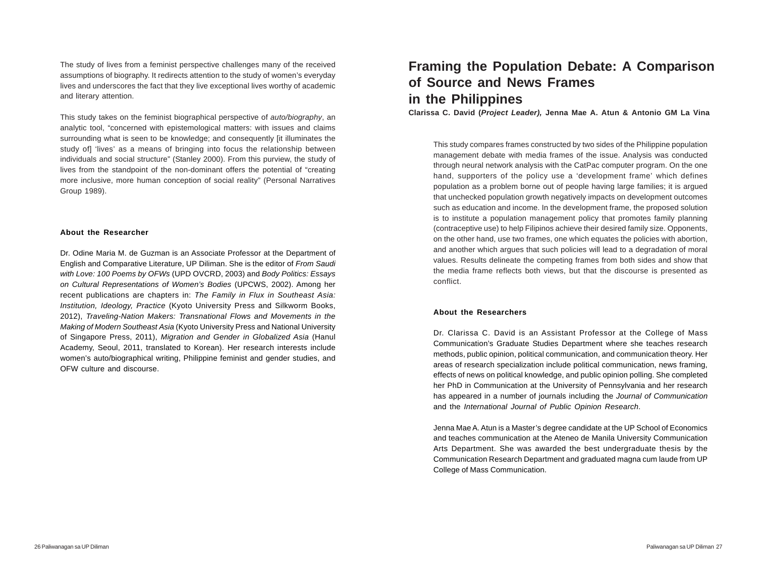The study of lives from a feminist perspective challenges many of the received assumptions of biography. It redirects attention to the study of women's everyday lives and underscores the fact that they live exceptional lives worthy of academic and literary attention.

This study takes on the feminist biographical perspective of *auto/biography*, an analytic tool, "concerned with epistemological matters: with issues and claims surrounding what is seen to be knowledge; and consequently [it illuminates the study of] 'lives' as a means of bringing into focus the relationship between individuals and social structure" (Stanley 2000). From this purview, the study of lives from the standpoint of the non-dominant offers the potential of "creating more inclusive, more human conception of social reality" (Personal Narratives Group 1989).

**About the Researcher**

Dr. Odine Maria M. de Guzman is an Associate Professor at the Department of English and Comparative Literature, UP Diliman. She is the editor of *From Saudi with Love: 100 Poems by OFWs* (UPD OVCRD, 2003) and *Body Politics: Essays on Cultural Representations of Women's Bodies* (UPCWS, 2002). Among her recent publications are chapters in: *The Family in Flux in Southeast Asia: Institution, Ideology, Practice* (Kyoto University Press and Silkworm Books, 2012), *Traveling-Nation Makers: Transnational Flows and Movements in the Making of Modern Southeast Asia* (Kyoto University Press and National University of Singapore Press, 2011), *Migration and Gender in Globalized Asia* (Hanul Academy, Seoul, 2011, translated to Korean). Her research interests include women's auto/biographical writing, Philippine feminist and gender studies, and OFW culture and discourse.

# Framing the Population Debate: A Comparison of Source and News Frames in the Philippines

**Clarissa C. David (*Project Leader*), Jenna Mae A. Atun & Antonio GM La Vina**

This study compares frames constructed by two sides of the Philippine population management debate with media frames of the issue. Analysis was conducted through neural network analysis with the CatPac computer program. On the one hand, supporters of the policy use a 'development frame' which defines population as a problem borne out of people having large families; it is argued that unchecked population growth negatively impacts on development outcomes such as education and income. In the development frame, the proposed solution is to institute a population management policy that promotes family planning (contraceptive use) to help Filipinos achieve their desired family size. Opponents, on the other hand, use two frames, one which equates the policies with abortion, and another which argues that such policies will lead to a degradation of moral values. Results delineate the competing frames from both sides and show that the media frame reflects both views, but that the discourse is presented as conflict.

**About the Researchers**

Dr. Clarissa C. David is an Assistant Professor at the College of Mass Communication's Graduate Studies Department where she teaches research methods, public opinion, political communication, and communication theory. Her areas of research specialization include political communication, news framing, effects of news on political knowledge, and public opinion polling. She completed her PhD in Communication at the University of Pennsylvania and her research has appeared in a number of journals including the *Journal of Communication* and the *International Journal of Public Opinion Research*.

Jenna Mae A. Atun is a Master's degree candidate at the UP School of Economics and teaches communication at the Ateneo de Manila University Communication Arts Department. She was awarded the best undergraduate thesis by the Communication Research Department and graduated magna cum laude from UP College of Mass Communication.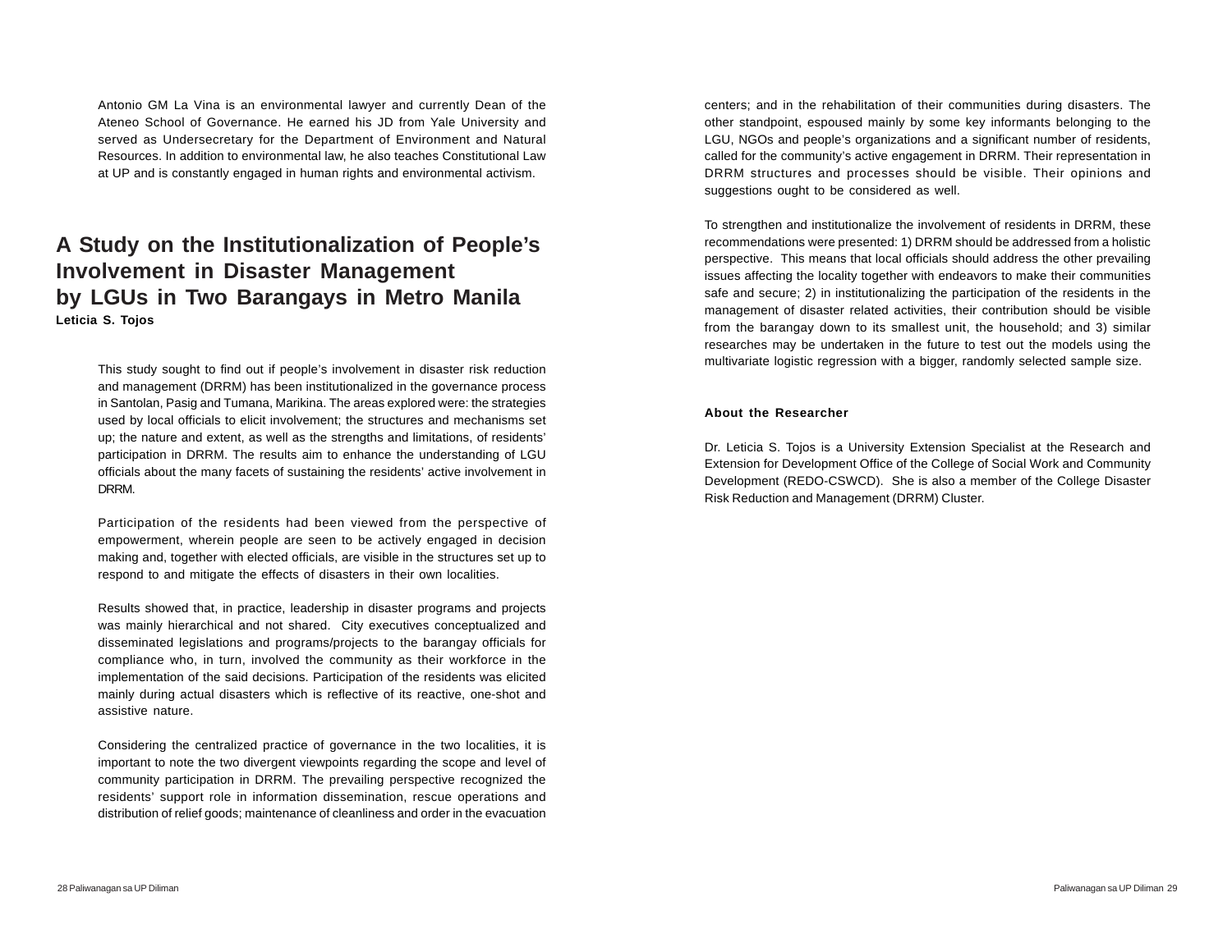Antonio GM La Vina is an environmental lawyer and currently Dean of the Ateneo School of Governance. He earned his JD from Yale University and served as Undersecretary for the Department of Environment and Natural Resources. In addition to environmental law, he also teaches Constitutional Law at UP and is constantly engaged in human rights and environmental activism.

## A Study on the Institutionalization of People's Involvement in Disaster Management by LGUs in Two Barangays in Metro Manila

**Leticia S. Tojos**

This study sought to find out if people's involvement in disaster risk reduction and management (DRRM) has been institutionalized in the governance process in Santolan, Pasig and Tumana, Marikina. The areas explored were: the strategies used by local officials to elicit involvement; the structures and mechanisms set up; the nature and extent, as well as the strengths and limitations, of residents' participation in DRRM. The results aim to enhance the understanding of LGU officials about the many facets of sustaining the residents' active involvement in DRRM.

Participation of the residents had been viewed from the perspective of empowerment, wherein people are seen to be actively engaged in decision making and, together with elected officials, are visible in the structures set up to respond to and mitigate the effects of disasters in their own localities.

Results showed that, in practice, leadership in disaster programs and projects was mainly hierarchical and not shared. City executives conceptualized and disseminated legislations and programs/projects to the barangay officials for compliance who, in turn, involved the community as their workforce in the implementation of the said decisions. Participation of the residents was elicited mainly during actual disasters which is reflective of its reactive, one-shot and assistive nature.

Considering the centralized practice of governance in the two localities, it is important to note the two divergent viewpoints regarding the scope and level of community participation in DRRM. The prevailing perspective recognized the residents' support role in information dissemination, rescue operations and distribution of relief goods; maintenance of cleanliness and order in the evacuation centers; and in the rehabilitation of their communities during disasters. The other standpoint, espoused mainly by some key informants belonging to the LGU, NGOs and people's organizations and a significant number of residents, called for the community's active engagement in DRRM. Their representation in DRRM structures and processes should be visible. Their opinions and suggestions ought to be considered as well.

To strengthen and institutionalize the involvement of residents in DRRM, these recommendations were presented: 1) DRRM should be addressed from a holistic perspective. This means that local officials should address the other prevailing issues affecting the locality together with endeavors to make their communities safe and secure; 2) in institutionalizing the participation of the residents in the management of disaster related activities, their contribution should be visible from the barangay down to its smallest unit, the household; and 3) similar researches may be undertaken in the future to test out the models using the multivariate logistic regression with a bigger, randomly selected sample size.

### About the Researcher

Dr. Leticia S. Tojos is a University Extension Specialist at the Research and Extension for Development Office of the College of Social Work and Community Development (REDO-CSWCD). She is also a member of the College Disaster Risk Reduction and Management (DRRM) Cluster.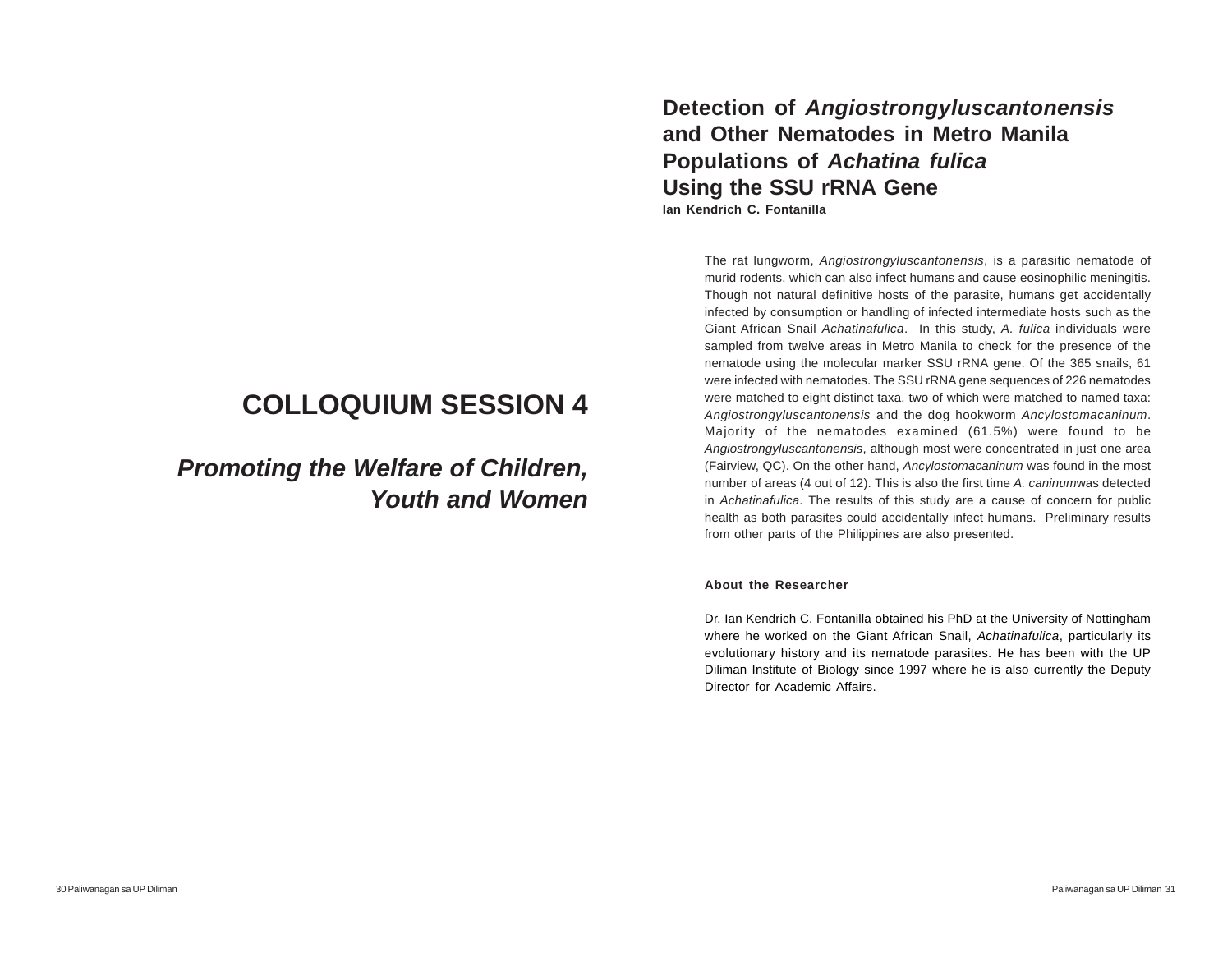# COLLOQUIUM SESSION 4

## *Promoting the Welfare of Children, Youth and Women*

## Detection of *Angiostrongyluscantonensis* and Other Nematodes in Metro Manila Populations of *Achatina fulica* Using the SSU rRNA Gene

**Ian Kendrich C. Fontanilla**

The rat lungworm, *Angiostrongyluscantonensis*, is a parasitic nematode of murid rodents, which can also infect humans and cause eosinophilic meningitis. Though not natural definitive hosts of the parasite, humans get accidentally infected by consumption or handling of infected intermediate hosts such as the Giant African Snail *Achatinafulica*. In this study, *A. fulica* individuals were sampled from twelve areas in Metro Manila to check for the presence of the nematode using the molecular marker SSU rRNA gene. Of the 365 snails, 61 were infected with nematodes. The SSU rRNA gene sequences of 226 nematodes were matched to eight distinct taxa, two of which were matched to named taxa: *Angiostrongyluscantonensis* and the dog hookworm *Ancylostomacaninum*. Majority of the nematodes examined (61.5%) were found to be *Angiostrongyluscantonensis*, although most were concentrated in just one area (Fairview, QC). On the other hand, *Ancylostomacaninum* was found in the most number of areas (4 out of 12). This is also the first time *A. caninum*was detected in *Achatinafulica*. The results of this study are a cause of concern for public health as both parasites could accidentally infect humans. Preliminary results from other parts of the Philippines are also presented.

**About the Researcher**

Dr. Ian Kendrich C. Fontanilla obtained his PhD at the University of Nottingham where he worked on the Giant African Snail, *Achatinafulica*, particularly its evolutionary history and its nematode parasites. He has been with the UP Diliman Institute of Biology since 1997 where he is also currently the Deputy Director for Academic Affairs.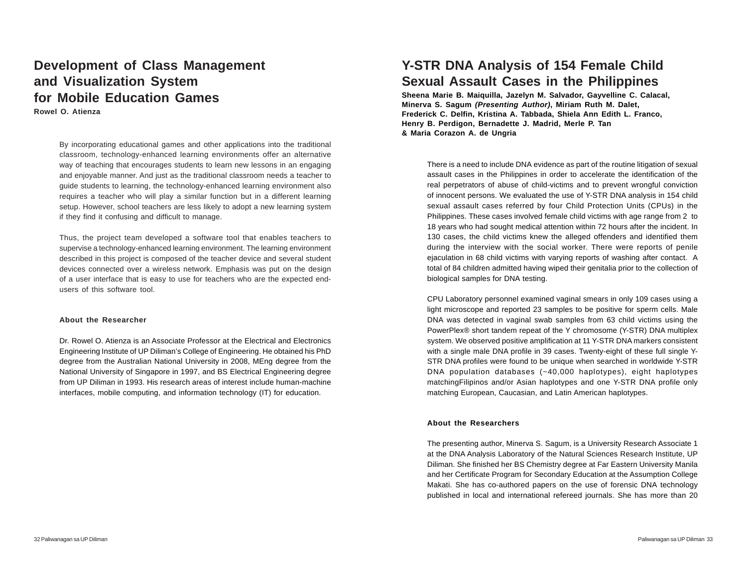# Development of Class Management and Visualization System for Mobile Education Games

**Rowel O. Atienza**

By incorporating educational games and other applications into the traditional classroom, technology-enhanced learning environments offer an alternative way of teaching that encourages students to learn new lessons in an engaging and enjoyable manner. And just as the traditional classroom needs a teacher to guide students to learning, the technology-enhanced learning environment also requires a teacher who will play a similar function but in a different learning setup. However, school teachers are less likely to adopt a new learning system if they find it confusing and difficult to manage.

Thus, the project team developed a software tool that enables teachers to supervise a technology-enhanced learning environment. The learning environment described in this project is composed of the teacher device and several student devices connected over a wireless network. Emphasis was put on the design of a user interface that is easy to use for teachers who are the expected end-users of this software tool.

### About the Researcher

Dr. Rowel O. Atienza is an Associate Professor at the Electrical and Electronics Engineering Institute of UP Diliman's College of Engineering. He obtained his PhD degree from the Australian National University in 2008, MEng degree from the National University of Singapore in 1997, and BS Electrical Engineering degree from UP Diliman in 1993. His research areas of interest include human-machine interfaces, mobile computing, and information technology (IT) for education.

# Y-STR DNA Analysis of 154 Female Child Sexual Assault Cases in the Philippines

**Sheena Marie B. Maiquilla, Jazelyn M. Salvador, Gayvelline C. Calacal, Minerva S. Sagum *(Presenting Author)*, Miriam Ruth M. Dalet, Frederick C. Delfin, Kristina A. Tabbada, Shiela Ann Edith L. Franco, Henry B. Perdigon, Bernadette J. Madrid, Merle P. Tan & Maria Corazon A. de Ungria**

There is a need to include DNA evidence as part of the routine litigation of sexual assault cases in the Philippines in order to accelerate the identification of the real perpetrators of abuse of child-victims and to prevent wrongful conviction of innocent persons. We evaluated the use of Y-STR DNA analysis in 154 child sexual assault cases referred by four Child Protection Units (CPUs) in the Philippines. These cases involved female child victims with age range from 2 to 18 years who had sought medical attention within 72 hours after the incident. In 130 cases, the child victims knew the alleged offenders and identified them during the interview with the social worker. There were reports of penile ejaculation in 68 child victims with varying reports of washing after contact. A total of 84 children admitted having wiped their genitalia prior to the collection of biological samples for DNA testing.

CPU Laboratory personnel examined vaginal smears in only 109 cases using a light microscope and reported 23 samples to be positive for sperm cells. Male DNA was detected in vaginal swab samples from 63 child victims using the PowerPlex® short tandem repeat of the Y chromosome (Y-STR) DNA multiplex system. We observed positive amplification at 11 Y-STR DNA markers consistent with a single male DNA profile in 39 cases. Twenty-eight of these full single Y-STR DNA profiles were found to be unique when searched in worldwide Y-STR DNA population databases (~40,000 haplotypes), eight haplotypes matchingFilipinos and/or Asian haplotypes and one Y-STR DNA profile only matching European, Caucasian, and Latin American haplotypes.

### About the Researchers

The presenting author, Minerva S. Sagum, is a University Research Associate 1 at the DNA Analysis Laboratory of the Natural Sciences Research Institute, UP Diliman. She finished her BS Chemistry degree at Far Eastern University Manila and her Certificate Program for Secondary Education at the Assumption College Makati. She has co-authored papers on the use of forensic DNA technology published in local and international refereed journals. She has more than 20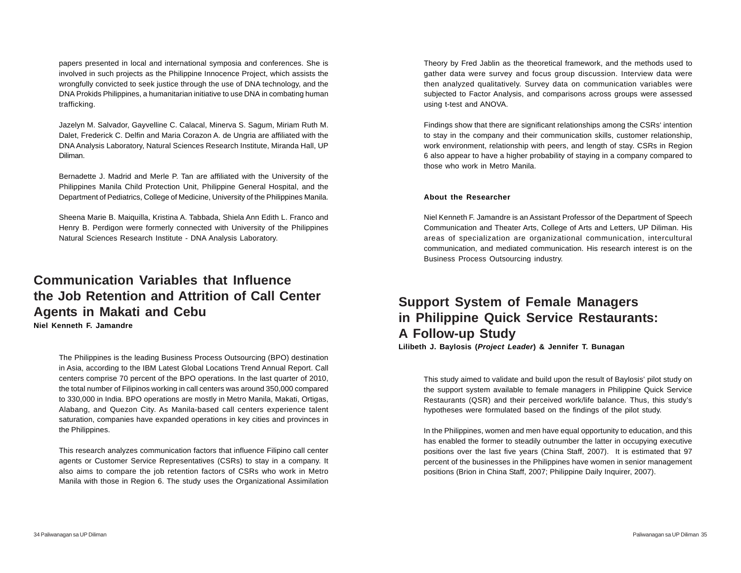papers presented in local and international symposia and conferences. She is involved in such projects as the Philippine Innocence Project, which assists the wrongfully convicted to seek justice through the use of DNA technology, and the DNA Prokids Philippines, a humanitarian initiative to use DNA in combating human trafficking.

Jazelyn M. Salvador, Gayvelline C. Calacal, Minerva S. Sagum, Miriam Ruth M. Dalet, Frederick C. Delfin and Maria Corazon A. de Ungria are affiliated with the DNA Analysis Laboratory, Natural Sciences Research Institute, Miranda Hall, UP Diliman.

Bernadette J. Madrid and Merle P. Tan are affiliated with the University of the Philippines Manila Child Protection Unit, Philippine General Hospital, and the Department of Pediatrics, College of Medicine, University of the Philippines Manila.

Sheena Marie B. Maiquilla, Kristina A. Tabbada, Shiela Ann Edith L. Franco and Henry B. Perdigon were formerly connected with University of the Philippines Natural Sciences Research Institute - DNA Analysis Laboratory.

## Communication Variables that Influence the Job Retention and Attrition of Call Center Agents in Makati and Cebu

**Niel Kenneth F. Jamandre**

The Philippines is the leading Business Process Outsourcing (BPO) destination in Asia, according to the IBM Latest Global Locations Trend Annual Report. Call centers comprise 70 percent of the BPO operations. In the last quarter of 2010, the total number of Filipinos working in call centers was around 350,000 compared to 330,000 in India. BPO operations are mostly in Metro Manila, Makati, Ortigas, Alabang, and Quezon City. As Manila-based call centers experience talent saturation, companies have expanded operations in key cities and provinces in the Philippines.

This research analyzes communication factors that influence Filipino call center agents or Customer Service Representatives (CSRs) to stay in a company. It also aims to compare the job retention factors of CSRs who work in Metro Manila with those in Region 6. The study uses the Organizational Assimilation Theory by Fred Jablin as the theoretical framework, and the methods used to gather data were survey and focus group discussion. Interview data were then analyzed qualitatively. Survey data on communication variables were subjected to Factor Analysis, and comparisons across groups were assessed using t-test and ANOVA.

Findings show that there are significant relationships among the CSRs' intention to stay in the company and their communication skills, customer relationship, work environment, relationship with peers, and length of stay. CSRs in Region 6 also appear to have a higher probability of staying in a company compared to those who work in Metro Manila.

**About the Researcher**

Niel Kenneth F. Jamandre is an Assistant Professor of the Department of Speech Communication and Theater Arts, College of Arts and Letters, UP Diliman. His areas of specialization are organizational communication, intercultural communication, and mediated communication. His research interest is on the Business Process Outsourcing industry.

## Support System of Female Managers in Philippine Quick Service Restaurants: A Follow-up Study

**Lilibeth J. Baylosis (*Project Leader*) & Jennifer T. Bunagan**

This study aimed to validate and build upon the result of Baylosis' pilot study on the support system available to female managers in Philippine Quick Service Restaurants (QSR) and their perceived work/life balance. Thus, this study's hypotheses were formulated based on the findings of the pilot study.

In the Philippines, women and men have equal opportunity to education, and this has enabled the former to steadily outnumber the latter in occupying executive positions over the last five years (China Staff, 2007). It is estimated that 97 percent of the businesses in the Philippines have women in senior management positions (Brion in China Staff, 2007; Philippine Daily Inquirer, 2007).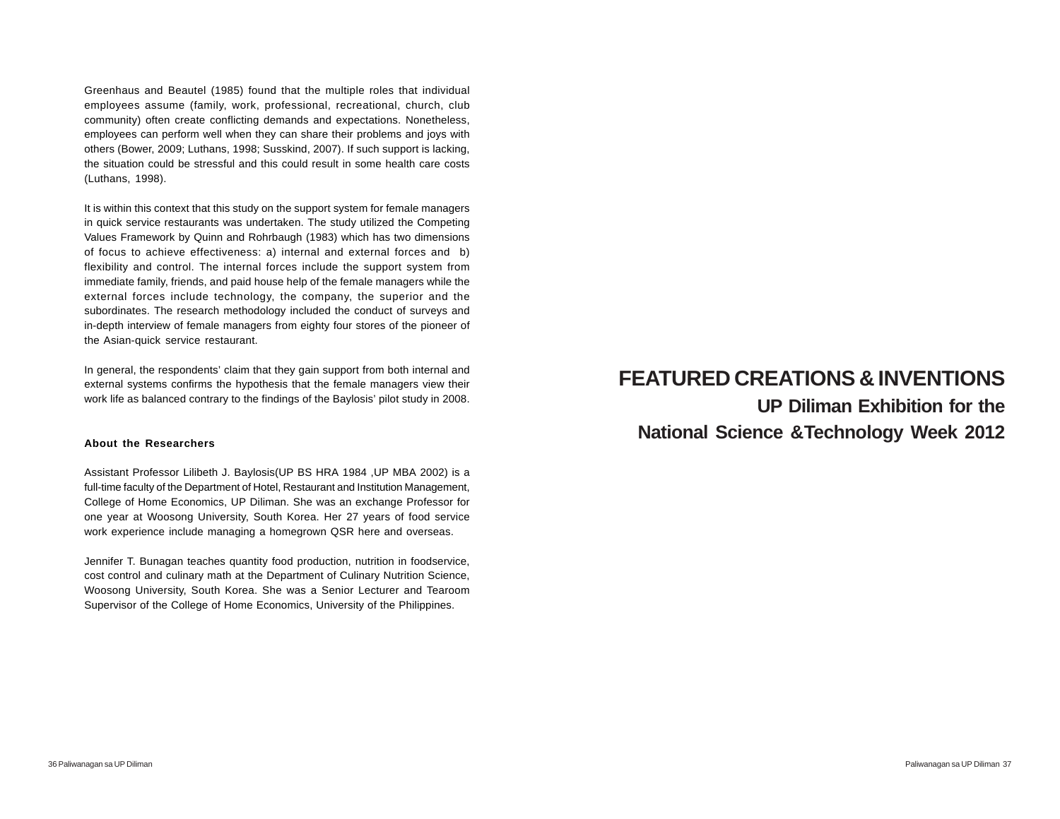Greenhaus and Beautel (1985) found that the multiple roles that individual employees assume (family, work, professional, recreational, church, club community) often create conflicting demands and expectations. Nonetheless, employees can perform well when they can share their problems and joys with others (Bower, 2009; Luthans, 1998; Susskind, 2007). If such support is lacking, the situation could be stressful and this could result in some health care costs (Luthans, 1998).

It is within this context that this study on the support system for female managers in quick service restaurants was undertaken. The study utilized the Competing Values Framework by Quinn and Rohrbaugh (1983) which has two dimensions of focus to achieve effectiveness: a) internal and external forces and b) flexibility and control. The internal forces include the support system from immediate family, friends, and paid house help of the female managers while the external forces include technology, the company, the superior and the subordinates. The research methodology included the conduct of surveys and in-depth interview of female managers from eighty four stores of the pioneer of the Asian-quick service restaurant.

In general, the respondents' claim that they gain support from both internal and external systems confirms the hypothesis that the female managers view their work life as balanced contrary to the findings of the Baylosis' pilot study in 2008.

**About the Researchers**

Assistant Professor Lilibeth J. Baylosis(UP BS HRA 1984 ,UP MBA 2002) is a full-time faculty of the Department of Hotel, Restaurant and Institution Management, College of Home Economics, UP Diliman. She was an exchange Professor for one year at Woosong University, South Korea. Her 27 years of food service work experience include managing a homegrown QSR here and overseas.

Jennifer T. Bunagan teaches quantity food production, nutrition in foodservice, cost control and culinary math at the Department of Culinary Nutrition Science, Woosong University, South Korea. She was a Senior Lecturer and Tearoom Supervisor of the College of Home Economics, University of the Philippines.

# FEATURED CREATIONS & INVENTIONS

## UP Diliman Exhibition for the National Science &Technology Week 2012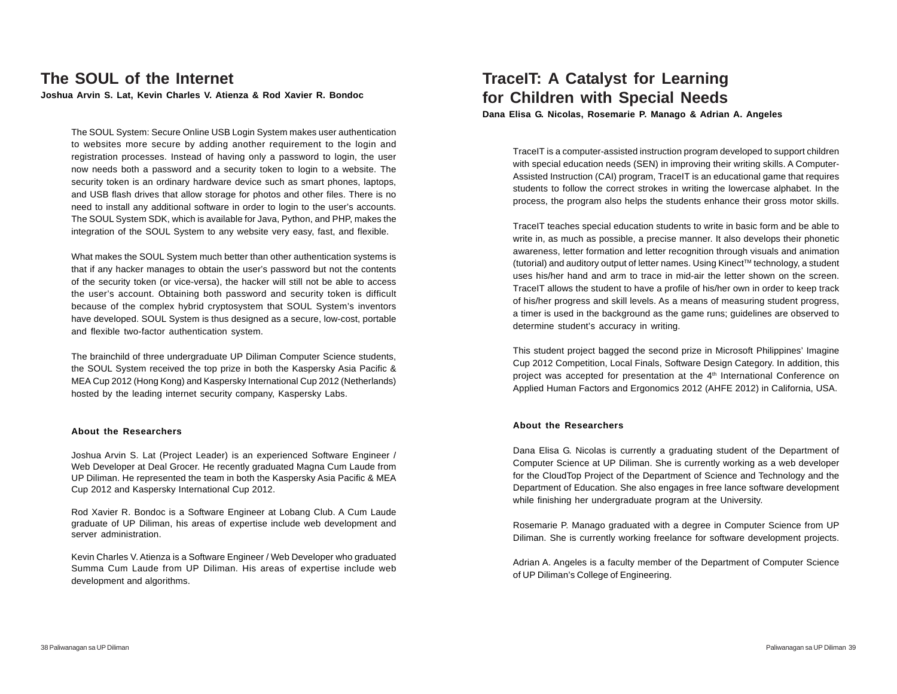## The SOUL of the Internet

**Joshua Arvin S. Lat, Kevin Charles V. Atienza & Rod Xavier R. Bondoc**

The SOUL System: Secure Online USB Login System makes user authentication to websites more secure by adding another requirement to the login and registration processes. Instead of having only a password to login, the user now needs both a password and a security token to login to a website. The security token is an ordinary hardware device such as smart phones, laptops, and USB flash drives that allow storage for photos and other files. There is no need to install any additional software in order to login to the user's accounts. The SOUL System SDK, which is available for Java, Python, and PHP, makes the integration of the SOUL System to any website very easy, fast, and flexible.

What makes the SOUL System much better than other authentication systems is that if any hacker manages to obtain the user's password but not the contents of the security token (or vice-versa), the hacker will still not be able to access the user's account. Obtaining both password and security token is difficult because of the complex hybrid cryptosystem that SOUL System's inventors have developed. SOUL System is thus designed as a secure, low-cost, portable and flexible two-factor authentication system.

The brainchild of three undergraduate UP Diliman Computer Science students, the SOUL System received the top prize in both the Kaspersky Asia Pacific & MEA Cup 2012 (Hong Kong) and Kaspersky International Cup 2012 (Netherlands) hosted by the leading internet security company, Kaspersky Labs.

### About the Researchers

Joshua Arvin S. Lat (Project Leader) is an experienced Software Engineer / Web Developer at Deal Grocer. He recently graduated Magna Cum Laude from UP Diliman. He represented the team in both the Kaspersky Asia Pacific & MEA Cup 2012 and Kaspersky International Cup 2012.

Rod Xavier R. Bondoc is a Software Engineer at Lobang Club. A Cum Laude graduate of UP Diliman, his areas of expertise include web development and server administration.

Kevin Charles V. Atienza is a Software Engineer / Web Developer who graduated Summa Cum Laude from UP Diliman. His areas of expertise include web development and algorithms.

## TraceIT: A Catalyst for Learning for Children with Special Needs

**Dana Elisa G. Nicolas, Rosemarie P. Manago & Adrian A. Angeles**

TraceIT is a computer-assisted instruction program developed to support children with special education needs (SEN) in improving their writing skills. A Computer-Assisted Instruction (CAI) program, TraceIT is an educational game that requires students to follow the correct strokes in writing the lowercase alphabet. In the process, the program also helps the students enhance their gross motor skills.

TraceIT teaches special education students to write in basic form and be able to write in, as much as possible, a precise manner. It also develops their phonetic awareness, letter formation and letter recognition through visuals and animation (tutorial) and auditory output of letter names. Using Kinect™ technology, a student uses his/her hand and arm to trace in mid-air the letter shown on the screen. TraceIT allows the student to have a profile of his/her own in order to keep track of his/her progress and skill levels. As a means of measuring student progress, a timer is used in the background as the game runs; guidelines are observed to determine student's accuracy in writing.

This student project bagged the second prize in Microsoft Philippines' Imagine Cup 2012 Competition, Local Finals, Software Design Category. In addition, this project was accepted for presentation at the 4th International Conference on Applied Human Factors and Ergonomics 2012 (AHFE 2012) in California, USA.

### About the Researchers

Dana Elisa G. Nicolas is currently a graduating student of the Department of Computer Science at UP Diliman. She is currently working as a web developer for the CloudTop Project of the Department of Science and Technology and the Department of Education. She also engages in free lance software development while finishing her undergraduate program at the University.

Rosemarie P. Manago graduated with a degree in Computer Science from UP Diliman. She is currently working freelance for software development projects.

Adrian A. Angeles is a faculty member of the Department of Computer Science of UP Diliman's College of Engineering.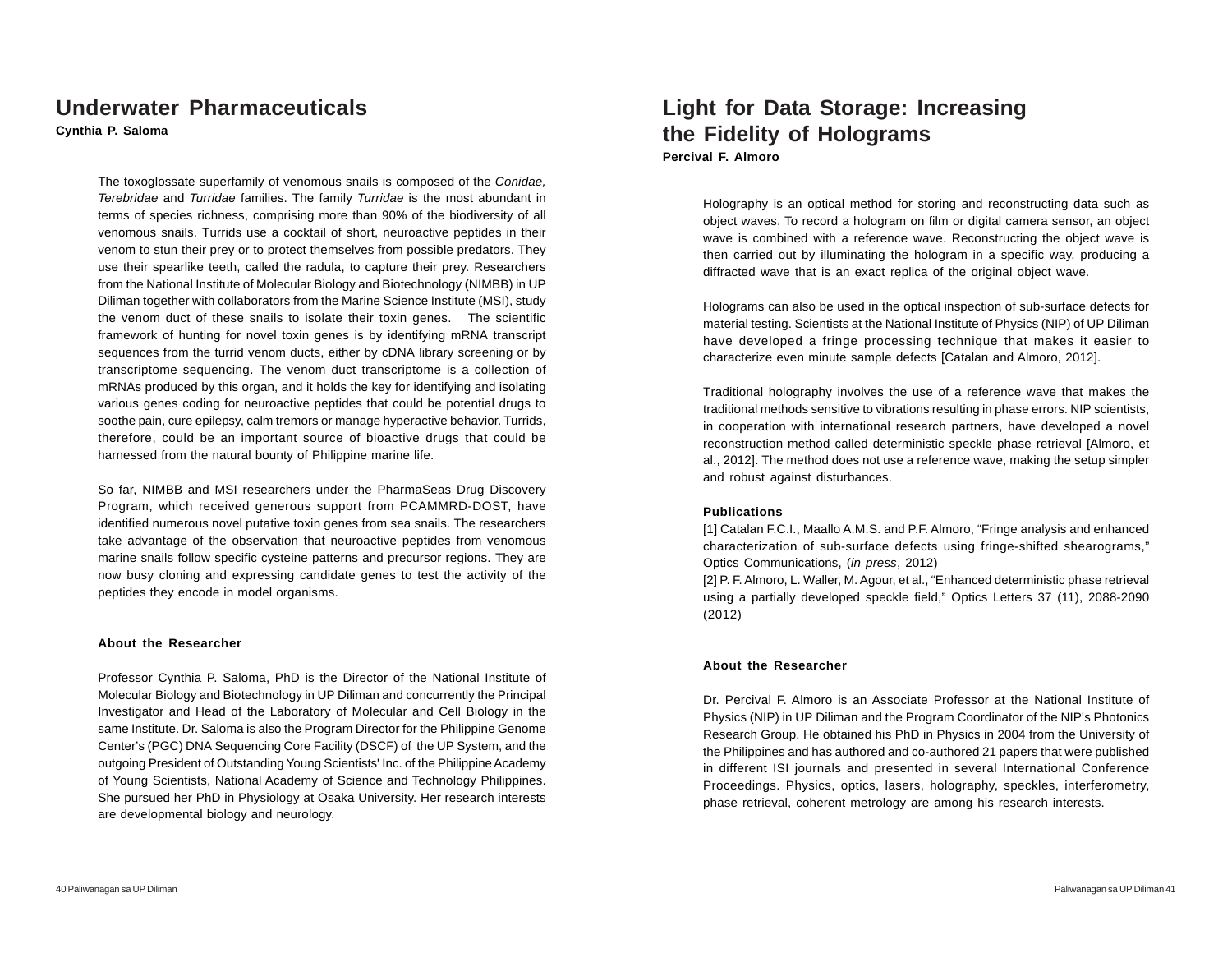# Underwater Pharmaceuticals

**Cynthia P. Saloma**

The toxoglossate superfamily of venomous snails is composed of the *Conidae, Terebridae* and *Turridae* families. The family *Turridae* is the most abundant in terms of species richness, comprising more than 90% of the biodiversity of all venomous snails. Turrids use a cocktail of short, neuroactive peptides in their venom to stun their prey or to protect themselves from possible predators. They use their spearlike teeth, called the radula, to capture their prey. Researchers from the National Institute of Molecular Biology and Biotechnology (NIMBB) in UP Diliman together with collaborators from the Marine Science Institute (MSI), study the venom duct of these snails to isolate their toxin genes. The scientific framework of hunting for novel toxin genes is by identifying mRNA transcript sequences from the turrid venom ducts, either by cDNA library screening or by transcriptome sequencing. The venom duct transcriptome is a collection of mRNAs produced by this organ, and it holds the key for identifying and isolating various genes coding for neuroactive peptides that could be potential drugs to soothe pain, cure epilepsy, calm tremors or manage hyperactive behavior. Turrids, therefore, could be an important source of bioactive drugs that could be harnessed from the natural bounty of Philippine marine life.

So far, NIMBB and MSI researchers under the PharmaSeas Drug Discovery Program, which received generous support from PCAMMRD-DOST, have identified numerous novel putative toxin genes from sea snails. The researchers take advantage of the observation that neuroactive peptides from venomous marine snails follow specific cysteine patterns and precursor regions. They are now busy cloning and expressing candidate genes to test the activity of the peptides they encode in model organisms.

### About the Researcher

Professor Cynthia P. Saloma, PhD is the Director of the National Institute of Molecular Biology and Biotechnology in UP Diliman and concurrently the Principal Investigator and Head of the Laboratory of Molecular and Cell Biology in the same Institute. Dr. Saloma is also the Program Director for the Philippine Genome Center's (PGC) DNA Sequencing Core Facility (DSCF) of the UP System, and the outgoing President of Outstanding Young Scientists' Inc. of the Philippine Academy of Young Scientists, National Academy of Science and Technology Philippines. She pursued her PhD in Physiology at Osaka University. Her research interests are developmental biology and neurology.

# Light for Data Storage: Increasing the Fidelity of Holograms

**Percival F. Almoro**

Holography is an optical method for storing and reconstructing data such as object waves. To record a hologram on film or digital camera sensor, an object wave is combined with a reference wave. Reconstructing the object wave is then carried out by illuminating the hologram in a specific way, producing a diffracted wave that is an exact replica of the original object wave.

Holograms can also be used in the optical inspection of sub-surface defects for material testing. Scientists at the National Institute of Physics (NIP) of UP Diliman have developed a fringe processing technique that makes it easier to characterize even minute sample defects [Catalan and Almoro, 2012].

Traditional holography involves the use of a reference wave that makes the traditional methods sensitive to vibrations resulting in phase errors. NIP scientists, in cooperation with international research partners, have developed a novel reconstruction method called deterministic speckle phase retrieval [Almoro, et al., 2012]. The method does not use a reference wave, making the setup simpler and robust against disturbances.

### Publications

[1] Catalan F.C.I., Maallo A.M.S. and P.F. Almoro, "Fringe analysis and enhanced characterization of sub-surface defects using fringe-shifted shearograms," Optics Communications, (*in press*, 2012)

[2] P. F. Almoro, L. Waller, M. Agour, et al., "Enhanced deterministic phase retrieval using a partially developed speckle field," Optics Letters 37 (11), 2088-2090 (2012)

### About the Researcher

Dr. Percival F. Almoro is an Associate Professor at the National Institute of Physics (NIP) in UP Diliman and the Program Coordinator of the NIP's Photonics Research Group. He obtained his PhD in Physics in 2004 from the University of the Philippines and has authored and co-authored 21 papers that were published in different ISI journals and presented in several International Conference Proceedings. Physics, optics, lasers, holography, speckles, interferometry, phase retrieval, coherent metrology are among his research interests.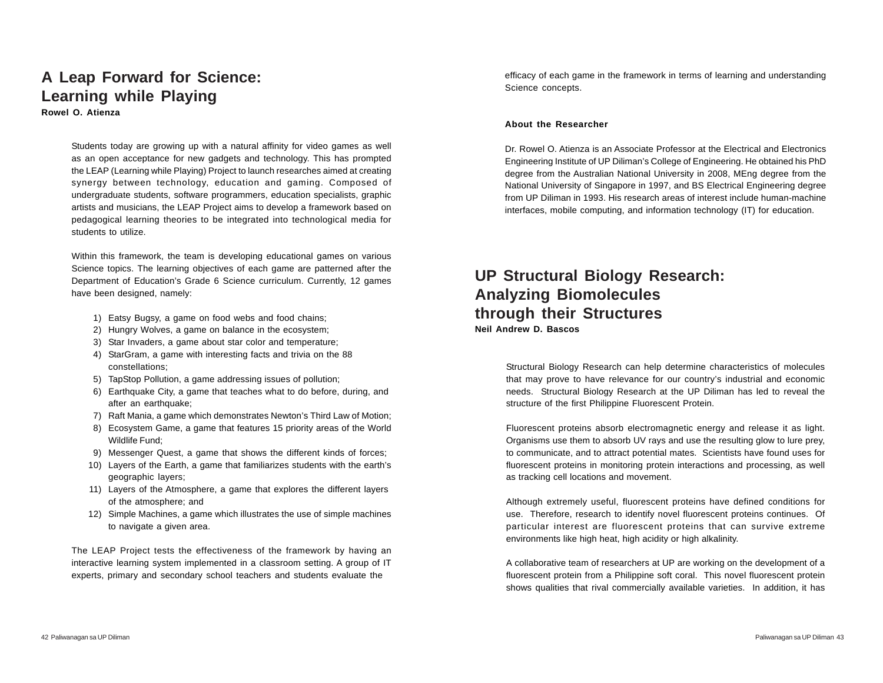## A Leap Forward for Science: Learning while Playing

**Rowel O. Atienza**

Students today are growing up with a natural affinity for video games as well as an open acceptance for new gadgets and technology. This has prompted the LEAP (Learning while Playing) Project to launch researches aimed at creating synergy between technology, education and gaming. Composed of undergraduate students, software programmers, education specialists, graphic artists and musicians, the LEAP Project aims to develop a framework based on pedagogical learning theories to be integrated into technological media for students to utilize.

Within this framework, the team is developing educational games on various Science topics. The learning objectives of each game are patterned after the Department of Education's Grade 6 Science curriculum. Currently, 12 games have been designed, namely:

1) Eatsy Bugsy, a game on food webs and food chains;
2) Hungry Wolves, a game on balance in the ecosystem;
3) Star Invaders, a game about star color and temperature;
4) StarGram, a game with interesting facts and trivia on the 88 constellations;
5) TapStop Pollution, a game addressing issues of pollution;
6) Earthquake City, a game that teaches what to do before, during, and after an earthquake;
7) Raft Mania, a game which demonstrates Newton's Third Law of Motion;
8) Ecosystem Game, a game that features 15 priority areas of the World Wildlife Fund;
9) Messenger Quest, a game that shows the different kinds of forces;
10) Layers of the Earth, a game that familiarizes students with the earth's geographic layers;
11) Layers of the Atmosphere, a game that explores the different layers of the atmosphere; and
12) Simple Machines, a game which illustrates the use of simple machines to navigate a given area.

The LEAP Project tests the effectiveness of the framework by having an interactive learning system implemented in a classroom setting. A group of IT experts, primary and secondary school teachers and students evaluate the efficacy of each game in the framework in terms of learning and understanding Science concepts.

**About the Researcher**

Dr. Rowel O. Atienza is an Associate Professor at the Electrical and Electronics Engineering Institute of UP Diliman's College of Engineering. He obtained his PhD degree from the Australian National University in 2008, MEng degree from the National University of Singapore in 1997, and BS Electrical Engineering degree from UP Diliman in 1993. His research areas of interest include human-machine interfaces, mobile computing, and information technology (IT) for education.

## UP Structural Biology Research: Analyzing Biomolecules through their Structures

**Neil Andrew D. Bascos**

Structural Biology Research can help determine characteristics of molecules that may prove to have relevance for our country's industrial and economic needs. Structural Biology Research at the UP Diliman has led to reveal the structure of the first Philippine Fluorescent Protein.

Fluorescent proteins absorb electromagnetic energy and release it as light. Organisms use them to absorb UV rays and use the resulting glow to lure prey, to communicate, and to attract potential mates. Scientists have found uses for fluorescent proteins in monitoring protein interactions and processing, as well as tracking cell locations and movement.

Although extremely useful, fluorescent proteins have defined conditions for use. Therefore, research to identify novel fluorescent proteins continues. Of particular interest are fluorescent proteins that can survive extreme environments like high heat, high acidity or high alkalinity.

A collaborative team of researchers at UP are working on the development of a fluorescent protein from a Philippine soft coral. This novel fluorescent protein shows qualities that rival commercially available varieties. In addition, it has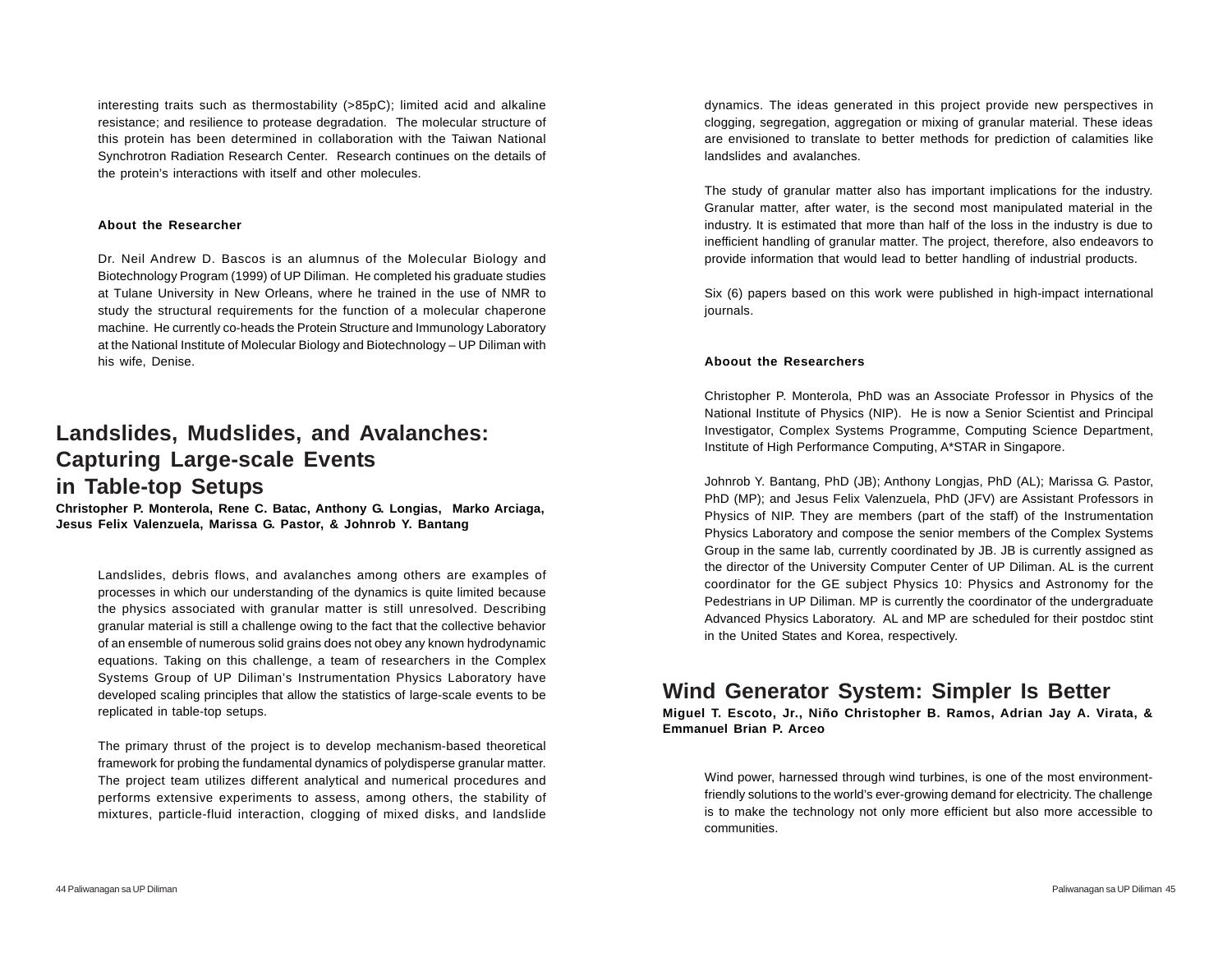interesting traits such as thermostability (>85pC); limited acid and alkaline resistance; and resilience to protease degradation. The molecular structure of this protein has been determined in collaboration with the Taiwan National Synchrotron Radiation Research Center. Research continues on the details of the protein's interactions with itself and other molecules.

**About the Researcher**

Dr. Neil Andrew D. Bascos is an alumnus of the Molecular Biology and Biotechnology Program (1999) of UP Diliman. He completed his graduate studies at Tulane University in New Orleans, where he trained in the use of NMR to study the structural requirements for the function of a molecular chaperone machine. He currently co-heads the Protein Structure and Immunology Laboratory at the National Institute of Molecular Biology and Biotechnology – UP Diliman with his wife, Denise.

## Landslides, Mudslides, and Avalanches: Capturing Large-scale Events in Table-top Setups

**Christopher P. Monterola, Rene C. Batac, Anthony G. Longias, Marko Arciaga, Jesus Felix Valenzuela, Marissa G. Pastor, & Johnrob Y. Bantang**

Landslides, debris flows, and avalanches among others are examples of processes in which our understanding of the dynamics is quite limited because the physics associated with granular matter is still unresolved. Describing granular material is still a challenge owing to the fact that the collective behavior of an ensemble of numerous solid grains does not obey any known hydrodynamic equations. Taking on this challenge, a team of researchers in the Complex Systems Group of UP Diliman's Instrumentation Physics Laboratory have developed scaling principles that allow the statistics of large-scale events to be replicated in table-top setups.

The primary thrust of the project is to develop mechanism-based theoretical framework for probing the fundamental dynamics of polydisperse granular matter. The project team utilizes different analytical and numerical procedures and performs extensive experiments to assess, among others, the stability of mixtures, particle-fluid interaction, clogging of mixed disks, and landslide dynamics. The ideas generated in this project provide new perspectives in clogging, segregation, aggregation or mixing of granular material. These ideas are envisioned to translate to better methods for prediction of calamities like landslides and avalanches.

The study of granular matter also has important implications for the industry. Granular matter, after water, is the second most manipulated material in the industry. It is estimated that more than half of the loss in the industry is due to inefficient handling of granular matter. The project, therefore, also endeavors to provide information that would lead to better handling of industrial products.

Six (6) papers based on this work were published in high-impact international journals.

**Aboout the Researchers**

Christopher P. Monterola, PhD was an Associate Professor in Physics of the National Institute of Physics (NIP). He is now a Senior Scientist and Principal Investigator, Complex Systems Programme, Computing Science Department, Institute of High Performance Computing, A*STAR in Singapore.

Johnrob Y. Bantang, PhD (JB); Anthony Longjas, PhD (AL); Marissa G. Pastor, PhD (MP); and Jesus Felix Valenzuela, PhD (JFV) are Assistant Professors in Physics of NIP. They are members (part of the staff) of the Instrumentation Physics Laboratory and compose the senior members of the Complex Systems Group in the same lab, currently coordinated by JB. JB is currently assigned as the director of the University Computer Center of UP Diliman. AL is the current coordinator for the GE subject Physics 10: Physics and Astronomy for the Pedestrians in UP Diliman. MP is currently the coordinator of the undergraduate Advanced Physics Laboratory. AL and MP are scheduled for their postdoc stint in the United States and Korea, respectively.

## Wind Generator System: Simpler Is Better

**Miguel T. Escoto, Jr., Niño Christopher B. Ramos, Adrian Jay A. Virata, & Emmanuel Brian P. Arceo**

Wind power, harnessed through wind turbines, is one of the most environment-friendly solutions to the world's ever-growing demand for electricity. The challenge is to make the technology not only more efficient but also more accessible to communities.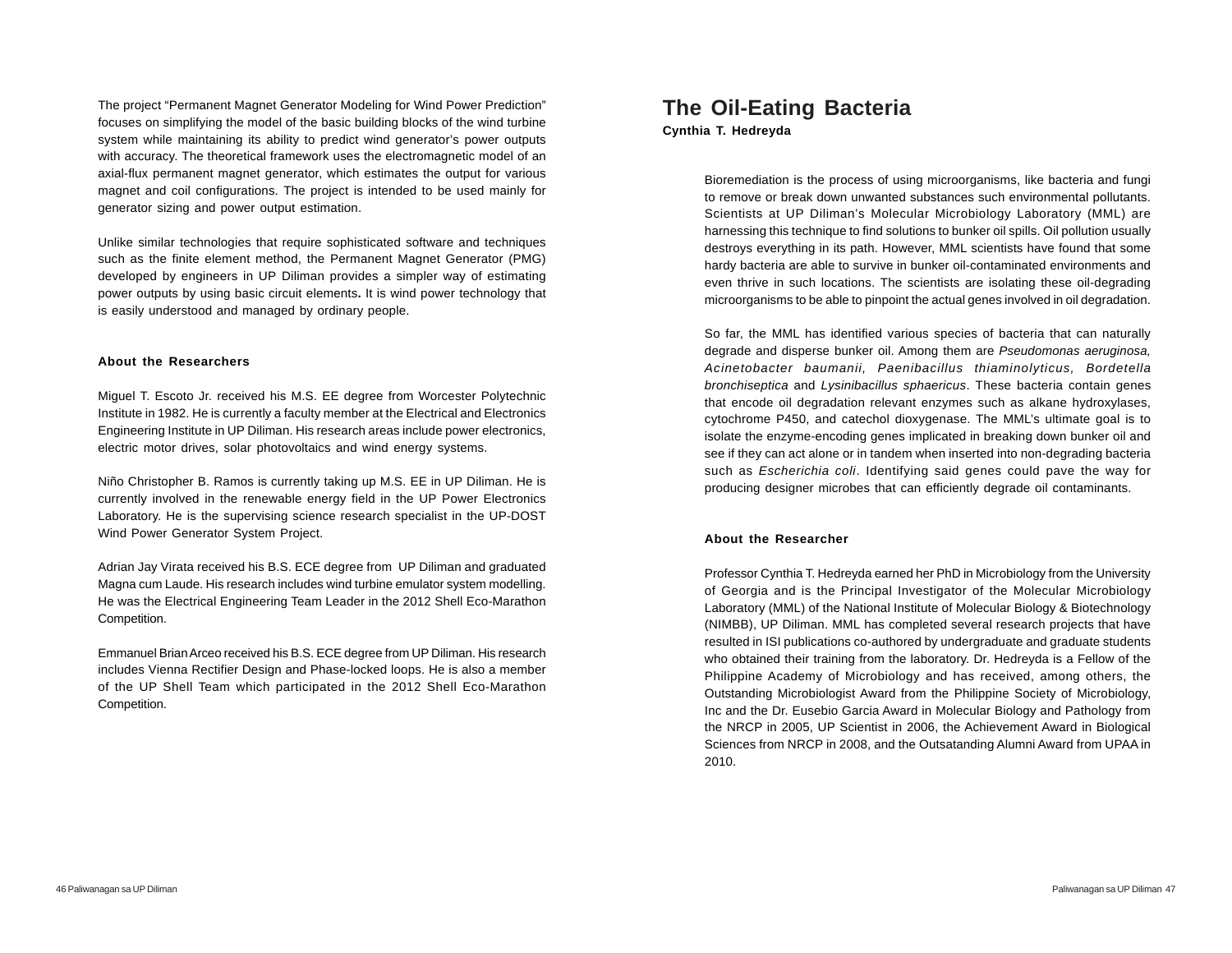The project “Permanent Magnet Generator Modeling for Wind Power Prediction” focuses on simplifying the model of the basic building blocks of the wind turbine system while maintaining its ability to predict wind generator’s power outputs with accuracy. The theoretical framework uses the electromagnetic model of an axial-flux permanent magnet generator, which estimates the output for various magnet and coil configurations. The project is intended to be used mainly for generator sizing and power output estimation.

Unlike similar technologies that require sophisticated software and techniques such as the finite element method, the Permanent Magnet Generator (PMG) developed by engineers in UP Diliman provides a simpler way of estimating power outputs by using basic circuit elements**.** It is wind power technology that is easily understood and managed by ordinary people.

### About the Researchers

Miguel T. Escoto Jr. received his M.S. EE degree from Worcester Polytechnic Institute in 1982. He is currently a faculty member at the Electrical and Electronics Engineering Institute in UP Diliman. His research areas include power electronics, electric motor drives, solar photovoltaics and wind energy systems.

Niño Christopher B. Ramos is currently taking up M.S. EE in UP Diliman. He is currently involved in the renewable energy field in the UP Power Electronics Laboratory. He is the supervising science research specialist in the UP-DOST Wind Power Generator System Project.

Adrian Jay Virata received his B.S. ECE degree from UP Diliman and graduated Magna cum Laude. His research includes wind turbine emulator system modelling. He was the Electrical Engineering Team Leader in the 2012 Shell Eco-Marathon Competition.

Emmanuel Brian Arceo received his B.S. ECE degree from UP Diliman. His research includes Vienna Rectifier Design and Phase-locked loops. He is also a member of the UP Shell Team which participated in the 2012 Shell Eco-Marathon Competition.

## The Oil-Eating Bacteria

**Cynthia T. Hedreyda**

Bioremediation is the process of using microorganisms, like bacteria and fungi to remove or break down unwanted substances such environmental pollutants. Scientists at UP Diliman’s Molecular Microbiology Laboratory (MML) are harnessing this technique to find solutions to bunker oil spills. Oil pollution usually destroys everything in its path. However, MML scientists have found that some hardy bacteria are able to survive in bunker oil-contaminated environments and even thrive in such locations. The scientists are isolating these oil-degrading microorganisms to be able to pinpoint the actual genes involved in oil degradation.

So far, the MML has identified various species of bacteria that can naturally degrade and disperse bunker oil. Among them are *Pseudomonas aeruginosa, Acinetobacter baumanii, Paenibacillus thiaminolyticus, Bordetella bronchiseptica* and *Lysinibacillus sphaericus*. These bacteria contain genes that encode oil degradation relevant enzymes such as alkane hydroxylases, cytochrome P450, and catechol dioxygenase. The MML’s ultimate goal is to isolate the enzyme-encoding genes implicated in breaking down bunker oil and see if they can act alone or in tandem when inserted into non-degrading bacteria such as *Escherichia coli*. Identifying said genes could pave the way for producing designer microbes that can efficiently degrade oil contaminants.

### About the Researcher

Professor Cynthia T. Hedreyda earned her PhD in Microbiology from the University of Georgia and is the Principal Investigator of the Molecular Microbiology Laboratory (MML) of the National Institute of Molecular Biology & Biotechnology (NIMBB), UP Diliman. MML has completed several research projects that have resulted in ISI publications co-authored by undergraduate and graduate students who obtained their training from the laboratory. Dr. Hedreyda is a Fellow of the Philippine Academy of Microbiology and has received, among others, the Outstanding Microbiologist Award from the Philippine Society of Microbiology, Inc and the Dr. Eusebio Garcia Award in Molecular Biology and Pathology from the NRCP in 2005, UP Scientist in 2006, the Achievement Award in Biological Sciences from NRCP in 2008, and the Outsatanding Alumni Award from UPAA in 2010.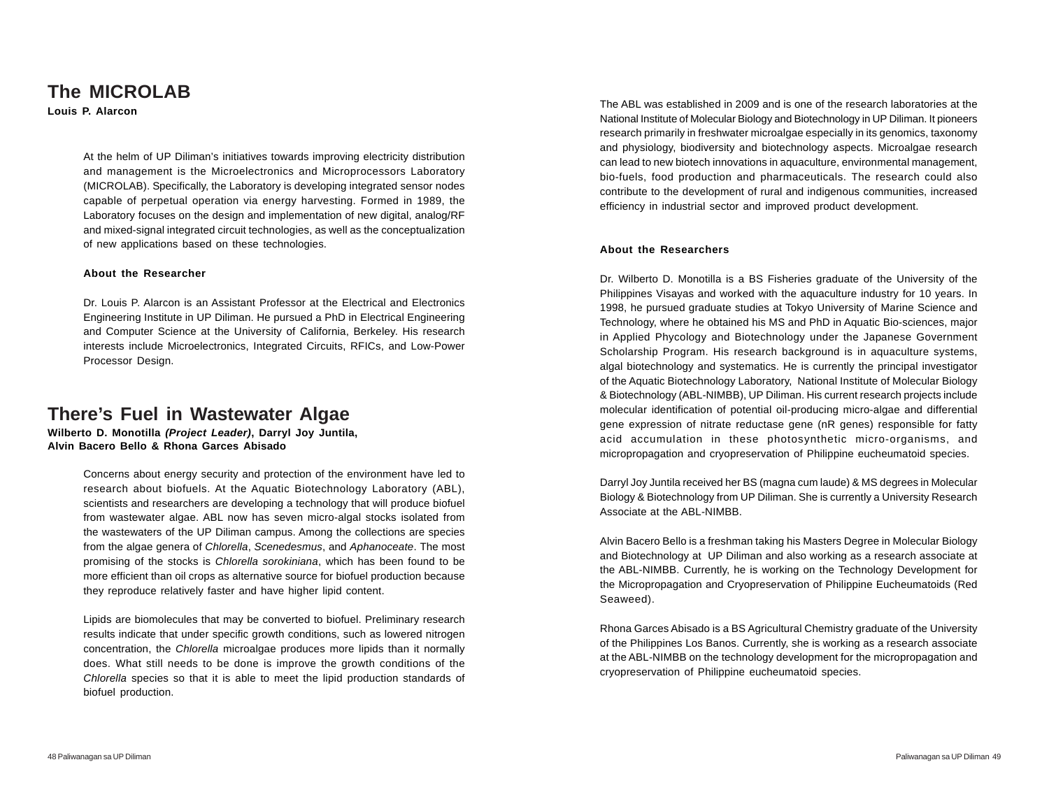## The MICROLAB

**Louis P. Alarcon**

At the helm of UP Diliman's initiatives towards improving electricity distribution and management is the Microelectronics and Microprocessors Laboratory (MICROLAB). Specifically, the Laboratory is developing integrated sensor nodes capable of perpetual operation via energy harvesting. Formed in 1989, the Laboratory focuses on the design and implementation of new digital, analog/RF and mixed-signal integrated circuit technologies, as well as the conceptualization of new applications based on these technologies.

### About the Researcher

Dr. Louis P. Alarcon is an Assistant Professor at the Electrical and Electronics Engineering Institute in UP Diliman. He pursued a PhD in Electrical Engineering and Computer Science at the University of California, Berkeley. His research interests include Microelectronics, Integrated Circuits, RFICs, and Low-Power Processor Design.

## There's Fuel in Wastewater Algae

**Wilberto D. Monotilla *(Project Leader)*, Darryl Joy Juntila, Alvin Bacero Bello & Rhona Garces Abisado**

Concerns about energy security and protection of the environment have led to research about biofuels. At the Aquatic Biotechnology Laboratory (ABL), scientists and researchers are developing a technology that will produce biofuel from wastewater algae. ABL now has seven micro-algal stocks isolated from the wastewaters of the UP Diliman campus. Among the collections are species from the algae genera of *Chlorella*, *Scenedesmus*, and *Aphanoceate*. The most promising of the stocks is *Chlorella sorokiniana*, which has been found to be more efficient than oil crops as alternative source for biofuel production because they reproduce relatively faster and have higher lipid content.

Lipids are biomolecules that may be converted to biofuel. Preliminary research results indicate that under specific growth conditions, such as lowered nitrogen concentration, the *Chlorella* microalgae produces more lipids than it normally does. What still needs to be done is improve the growth conditions of the *Chlorella* species so that it is able to meet the lipid production standards of biofuel production.

The ABL was established in 2009 and is one of the research laboratories at the National Institute of Molecular Biology and Biotechnology in UP Diliman. It pioneers research primarily in freshwater microalgae especially in its genomics, taxonomy and physiology, biodiversity and biotechnology aspects. Microalgae research can lead to new biotech innovations in aquaculture, environmental management, bio-fuels, food production and pharmaceuticals. The research could also contribute to the development of rural and indigenous communities, increased efficiency in industrial sector and improved product development.

### About the Researchers

Dr. Wilberto D. Monotilla is a BS Fisheries graduate of the University of the Philippines Visayas and worked with the aquaculture industry for 10 years. In 1998, he pursued graduate studies at Tokyo University of Marine Science and Technology, where he obtained his MS and PhD in Aquatic Bio-sciences, major in Applied Phycology and Biotechnology under the Japanese Government Scholarship Program. His research background is in aquaculture systems, algal biotechnology and systematics. He is currently the principal investigator of the Aquatic Biotechnology Laboratory, National Institute of Molecular Biology & Biotechnology (ABL-NIMBB), UP Diliman. His current research projects include molecular identification of potential oil-producing micro-algae and differential gene expression of nitrate reductase gene (nR genes) responsible for fatty acid accumulation in these photosynthetic micro-organisms, and micropropagation and cryopreservation of Philippine eucheumatoid species.

Darryl Joy Juntila received her BS (magna cum laude) & MS degrees in Molecular Biology & Biotechnology from UP Diliman. She is currently a University Research Associate at the ABL-NIMBB.

Alvin Bacero Bello is a freshman taking his Masters Degree in Molecular Biology and Biotechnology at UP Diliman and also working as a research associate at the ABL-NIMBB. Currently, he is working on the Technology Development for the Micropropagation and Cryopreservation of Philippine Eucheumatoids (Red Seaweed).

Rhona Garces Abisado is a BS Agricultural Chemistry graduate of the University of the Philippines Los Banos. Currently, she is working as a research associate at the ABL-NIMBB on the technology development for the micropropagation and cryopreservation of Philippine eucheumatoid species.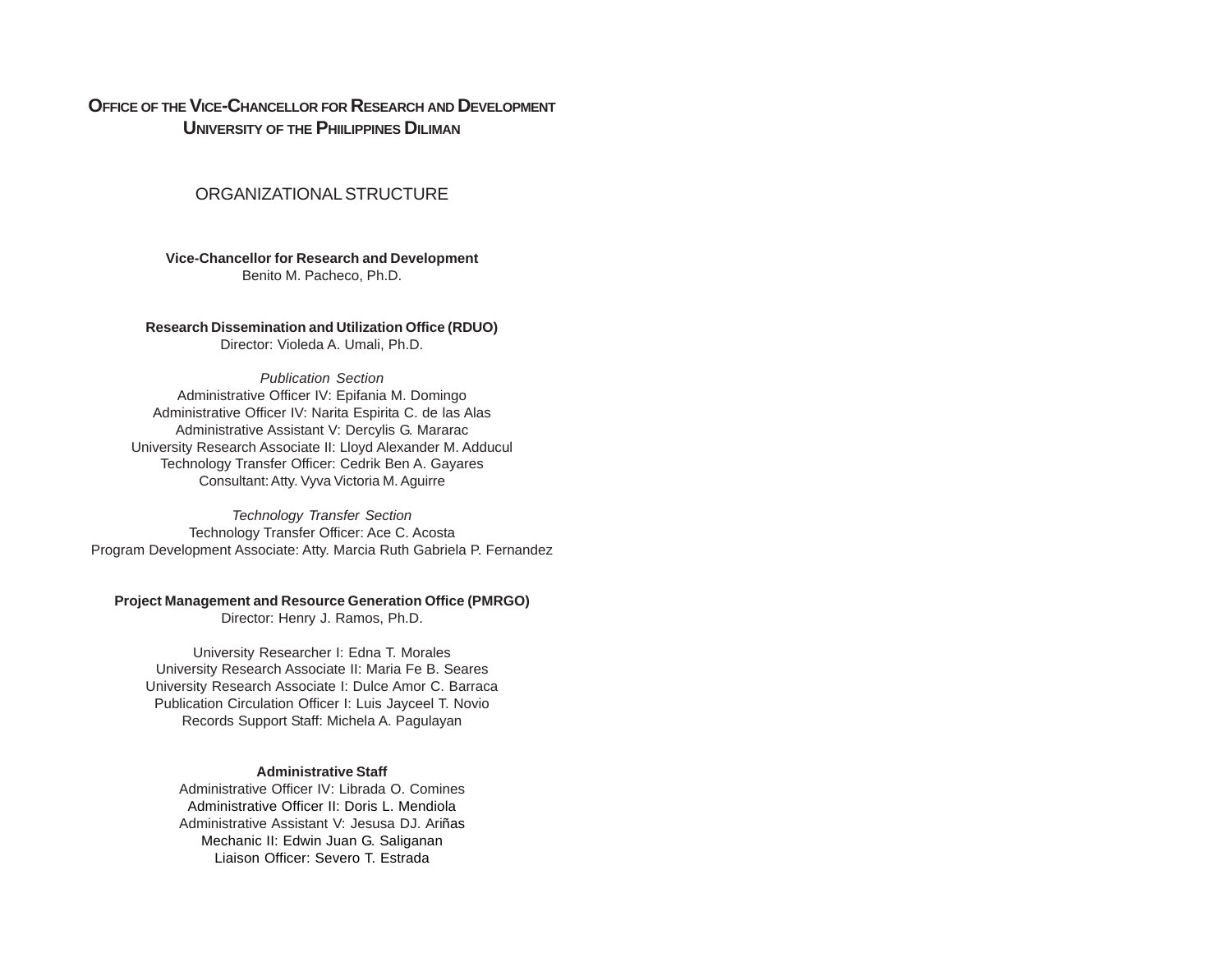# Office of the Vice-Chancellor for Research and Development
# University of the Phiilippines Diliman

## ORGANIZATIONAL STRUCTURE

**Vice-Chancellor for Research and Development**
Benito M. Pacheco, Ph.D.

**Research Dissemination and Utilization Office (RDUO)**
Director: Violeda A. Umali, Ph.D.

*Publication Section*
Administrative Officer IV: Epifania M. Domingo
Administrative Officer IV: Narita Espirita C. de las Alas
Administrative Assistant V: Dercylis G. Mararac
University Research Associate II: Lloyd Alexander M. Adducul
Technology Transfer Officer: Cedrik Ben A. Gayares
Consultant: Atty. Vyva Victoria M. Aguirre

*Technology Transfer Section*
Technology Transfer Officer: Ace C. Acosta
Program Development Associate: Atty. Marcia Ruth Gabriela P. Fernandez

**Project Management and Resource Generation Office (PMRGO)**
Director: Henry J. Ramos, Ph.D.

University Researcher I: Edna T. Morales
University Research Associate II: Maria Fe B. Seares
University Research Associate I: Dulce Amor C. Barraca
Publication Circulation Officer I: Luis Jayceel T. Novio
Records Support Staff: Michela A. Pagulayan

**Administrative Staff**
Administrative Officer IV: Librada O. Comines
Administrative Officer II: Doris L. Mendiola
Administrative Assistant V: Jesusa DJ. Ariñas
Mechanic II: Edwin Juan G. Saliganan
Liaison Officer: Severo T. Estrada